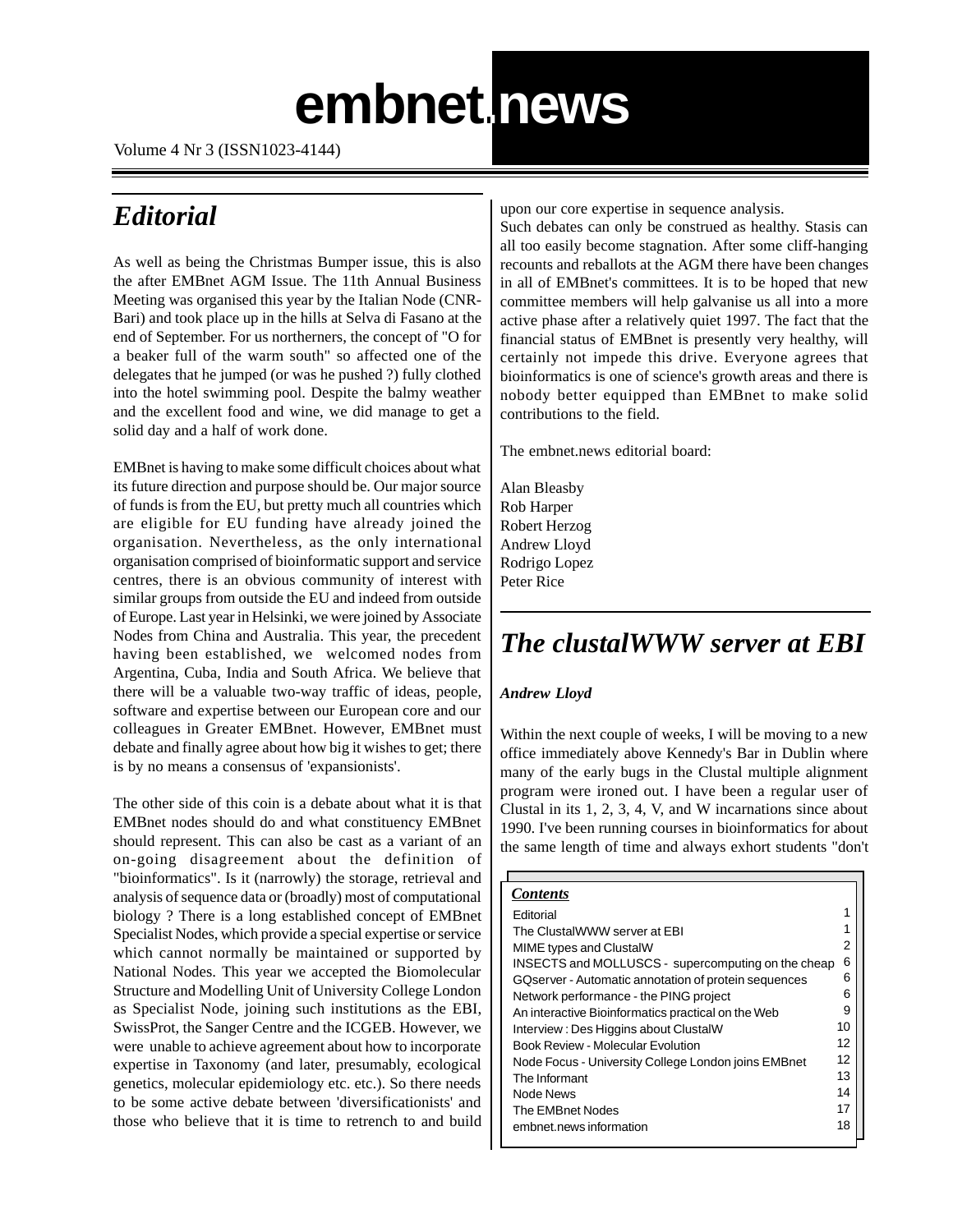# embnet.news

Volume 4 Nr 3 (ISSN1023-4144)

## Editorial

As well as being the Christmas Bumper issue, this is also the after EMBnet AGM Issue. The 11th Annual Business Meeting was organised this year by the Italian Node (CNR-Bari) and took place up in the hills at Selva di Fasano at the end of September. For us northerners, the concept of "O for a beaker full of the warm south" so affected one of the delegates that he jumped (or was he pushed ?) fully clothed into the hotel swimming pool. Despite the balmy weather and the excellent food and wine, we did manage to get a solid day and a half of work done.

EMBnet is having to make some difficult choices about what its future direction and purpose should be. Our major source of funds is from the EU, but pretty much all countries which are eligible for EU funding have already joined the organisation. Nevertheless, as the only international organisation comprised of bioinformatic support and service centres, there is an obvious community of interest with similar groups from outside the EU and indeed from outside of Europe. Last year in Helsinki, we were joined by Associate Nodes from China and Australia. This year, the precedent having been established, we welcomed nodes from Argentina, Cuba, India and South Africa. We believe that there will be a valuable two-way traffic of ideas, people, software and expertise between our European core and our colleagues in Greater EMBnet. However, EMBnet must debate and finally agree about how big it wishes to get; there is by no means a consensus of 'expansionists'.

The other side of this coin is a debate about what it is that EMBnet nodes should do and what constituency EMBnet should represent. This can also be cast as a variant of an on-going disagreement about the definition of "bioinformatics". Is it (narrowly) the storage, retrieval and analysis of sequence data or (broadly) most of computational biology ? There is a long established concept of EMBnet Specialist Nodes, which provide a special expertise or service which cannot normally be maintained or supported by National Nodes. This year we accepted the Biomolecular Structure and Modelling Unit of University College London as Specialist Node, joining such institutions as the EBI, SwissProt, the Sanger Centre and the ICGEB. However, we were unable to achieve agreement about how to incorporate expertise in Taxonomy (and later, presumably, ecological genetics, molecular epidemiology etc. etc.). So there needs to be some active debate between 'diversificationists' and those who believe that it is time to retrench to and build upon our core expertise in sequence analysis.

Such debates can only be construed as healthy. Stasis can all too easily become stagnation. After some cliff-hanging recounts and reballots at the AGM there have been changes in all of EMBnet's committees. It is to be hoped that new committee members will help galvanise us all into a more active phase after a relatively quiet 1997. The fact that the financial status of EMBnet is presently very healthy, will certainly not impede this drive. Everyone agrees that bioinformatics is one of science's growth areas and there is nobody better equipped than EMBnet to make solid contributions to the field.

The embnet.news editorial board:

Alan Bleasby
Rob Harper
Robert Herzog
Andrew Lloyd
Rodrigo Lopez
Peter Rice

## The clustalWWW server at EBI

***Andrew Lloyd***

Within the next couple of weeks, I will be moving to a new office immediately above Kennedy's Bar in Dublin where many of the early bugs in the Clustal multiple alignment program were ironed out. I have been a regular user of Clustal in its 1, 2, 3, 4, V, and W incarnations since about 1990. I've been running courses in bioinformatics for about the same length of time and always exhort students "don't

***Contents***

| | |
|---|---|
| Editorial | 1 |
| The ClustalWWW server at EBI | 1 |
| MIME types and ClustalW | 2 |
| INSECTS and MOLLUSCS - supercomputing on the cheap | 6 |
| GQserver - Automatic annotation of protein sequences | 6 |
| Network performance - the PING project | 6 |
| An interactive Bioinformatics practical on the Web | 9 |
| Interview : Des Higgins about ClustalW | 10 |
| Book Review - Molecular Evolution | 12 |
| Node Focus - University College London joins EMBnet | 12 |
| The Informant | 13 |
| Node News | 14 |
| The EMBnet Nodes | 17 |
| embnet.news information | 18 |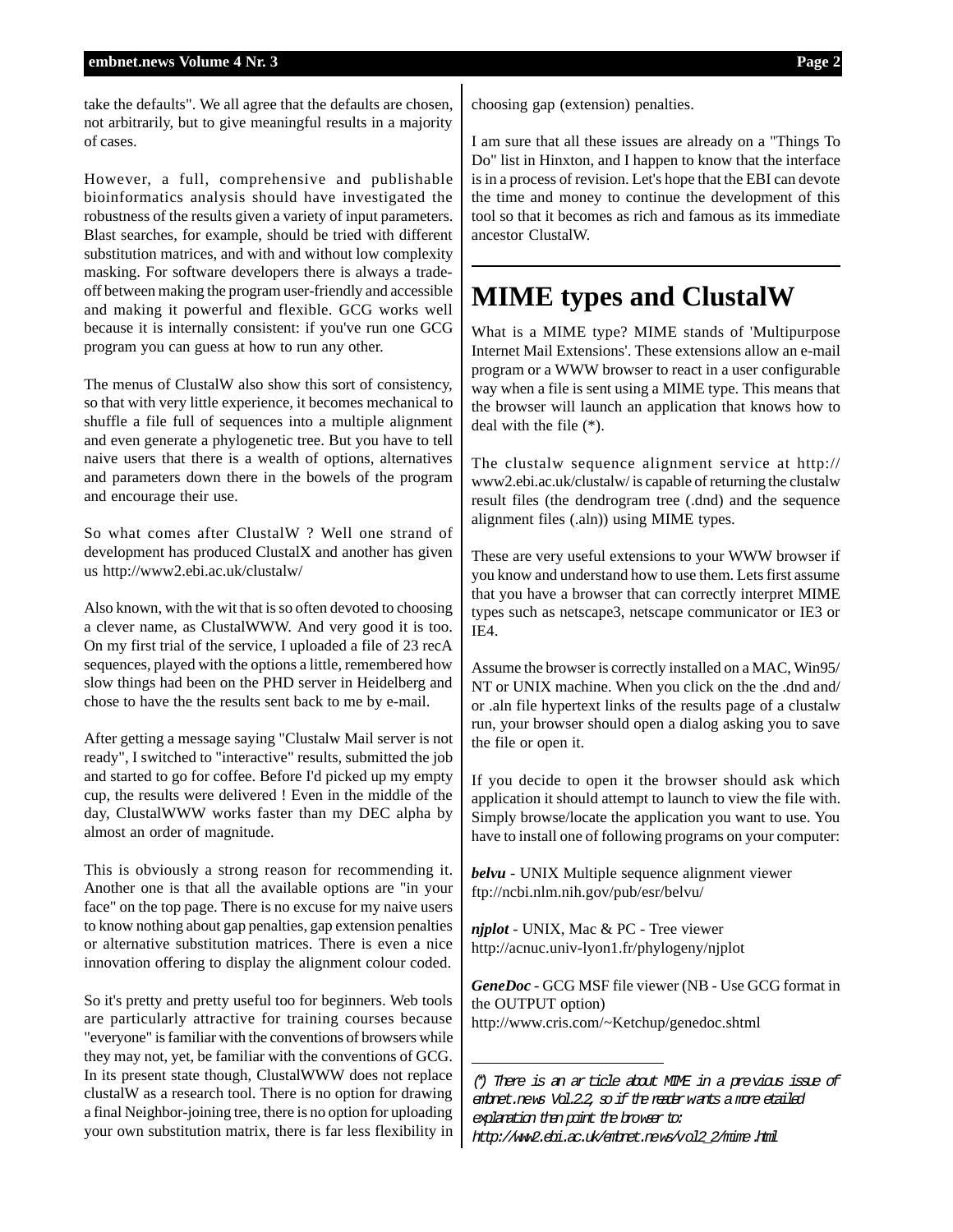take the defaults". We all agree that the defaults are chosen, not arbitrarily, but to give meaningful results in a majority of cases.

However, a full, comprehensive and publishable bioinformatics analysis should have investigated the robustness of the results given a variety of input parameters. Blast searches, for example, should be tried with different substitution matrices, and with and without low complexity masking. For software developers there is always a trade-off between making the program user-friendly and accessible and making it powerful and flexible. GCG works well because it is internally consistent: if you've run one GCG program you can guess at how to run any other.

The menus of ClustalW also show this sort of consistency, so that with very little experience, it becomes mechanical to shuffle a file full of sequences into a multiple alignment and even generate a phylogenetic tree. But you have to tell naive users that there is a wealth of options, alternatives and parameters down there in the bowels of the program and encourage their use.

So what comes after ClustalW ? Well one strand of development has produced ClustalX and another has given us http://www2.ebi.ac.uk/clustalw/

Also known, with the wit that is so often devoted to choosing a clever name, as ClustalWWW. And very good it is too. On my first trial of the service, I uploaded a file of 23 recA sequences, played with the options a little, remembered how slow things had been on the PHD server in Heidelberg and chose to have the the results sent back to me by e-mail.

After getting a message saying "Clustalw Mail server is not ready", I switched to "interactive" results, submitted the job and started to go for coffee. Before I'd picked up my empty cup, the results were delivered ! Even in the middle of the day, ClustalWWW works faster than my DEC alpha by almost an order of magnitude.

This is obviously a strong reason for recommending it. Another one is that all the available options are "in your face" on the top page. There is no excuse for my naive users to know nothing about gap penalties, gap extension penalties or alternative substitution matrices. There is even a nice innovation offering to display the alignment colour coded.

So it's pretty and pretty useful too for beginners. Web tools are particularly attractive for training courses because "everyone" is familiar with the conventions of browsers while they may not, yet, be familiar with the conventions of GCG. In its present state though, ClustalWWW does not replace clustalW as a research tool. There is no option for drawing a final Neighbor-joining tree, there is no option for uploading your own substitution matrix, there is far less flexibility in choosing gap (extension) penalties.

I am sure that all these issues are already on a "Things To Do" list in Hinxton, and I happen to know that the interface is in a process of revision. Let's hope that the EBI can devote the time and money to continue the development of this tool so that it becomes as rich and famous as its immediate ancestor ClustalW.

# MIME types and ClustalW

What is a MIME type? MIME stands of 'Multipurpose Internet Mail Extensions'. These extensions allow an e-mail program or a WWW browser to react in a user configurable way when a file is sent using a MIME type. This means that the browser will launch an application that knows how to deal with the file (*).

The clustalw sequence alignment service at http://www2.ebi.ac.uk/clustalw/ is capable of returning the clustalw result files (the dendrogram tree (.dnd) and the sequence alignment files (.aln)) using MIME types.

These are very useful extensions to your WWW browser if you know and understand how to use them. Lets first assume that you have a browser that can correctly interpret MIME types such as netscape3, netscape communicator or IE3 or IE4.

Assume the browser is correctly installed on a MAC, Win95/NT or UNIX machine. When you click on the the .dnd and/or .aln file hypertext links of the results page of a clustalw run, your browser should open a dialog asking you to save the file or open it.

If you decide to open it the browser should ask which application it should attempt to launch to view the file with. Simply browse/locate the application you want to use. You have to install one of following programs on your computer:

***belvu*** - UNIX Multiple sequence alignment viewer
ftp://ncbi.nlm.nih.gov/pub/esr/belvu/

***njplot*** - UNIX, Mac & PC - Tree viewer
http://acnuc.univ-lyon1.fr/phylogeny/njplot

***GeneDoc*** - GCG MSF file viewer (NB - Use GCG format in the OUTPUT option)
http://www.cris.com/~Ketchup/genedoc.shtml

---

*(*) There is an article about MIME in a previous issue of embnet.news Vol.2.2, so if the reader wants a more etailed explanation then point the browser to: http://www2.ebi.ac.uk/embnet.news/vol2_2/mime.html*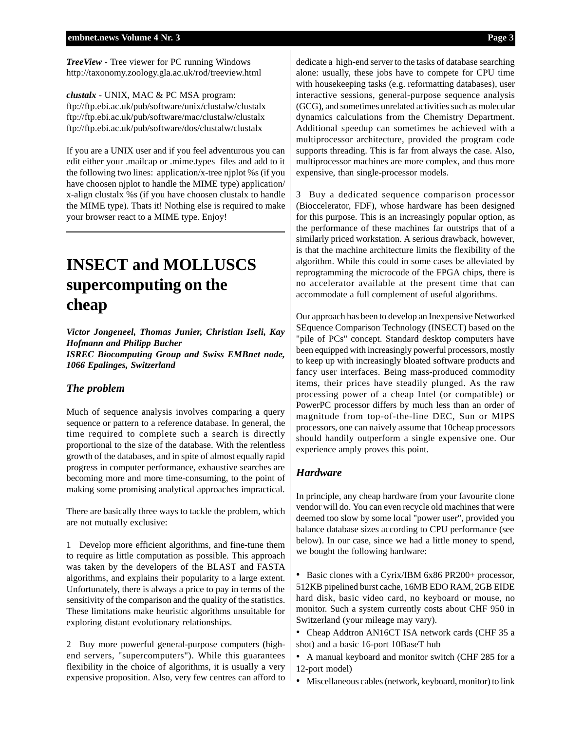***TreeView*** - Tree viewer for PC running Windows
http://taxonomy.zoology.gla.ac.uk/rod/treeview.html

***clustalx*** - UNIX, MAC & PC MSA program:
ftp://ftp.ebi.ac.uk/pub/software/unix/clustalw/clustalx
ftp://ftp.ebi.ac.uk/pub/software/mac/clustalw/clustalx
ftp://ftp.ebi.ac.uk/pub/software/dos/clustalw/clustalx

If you are a UNIX user and if you feel adventurous you can edit either your .mailcap or .mime.types files and add to it the following two lines: application/x-tree njplot %s (if you have choosen njplot to handle the MIME type) application/x-align clustalx %s (if you have choosen clustalx to handle the MIME type). Thats it! Nothing else is required to make your browser react to a MIME type. Enjoy!

---

# INSECT and MOLLUSCS supercomputing on the cheap

***Victor Jongeneel, Thomas Junier, Christian Iseli, Kay Hofmann and Philipp Bucher***
***ISREC Biocomputing Group and Swiss EMBnet node, 1066 Epalinges, Switzerland***

### *The problem*

Much of sequence analysis involves comparing a query sequence or pattern to a reference database. In general, the time required to complete such a search is directly proportional to the size of the database. With the relentless growth of the databases, and in spite of almost equally rapid progress in computer performance, exhaustive searches are becoming more and more time-consuming, to the point of making some promising analytical approaches impractical.

There are basically three ways to tackle the problem, which are not mutually exclusive:

1 Develop more efficient algorithms, and fine-tune them to require as little computation as possible. This approach was taken by the developers of the BLAST and FASTA algorithms, and explains their popularity to a large extent. Unfortunately, there is always a price to pay in terms of the sensitivity of the comparison and the quality of the statistics. These limitations make heuristic algorithms unsuitable for exploring distant evolutionary relationships.

2 Buy more powerful general-purpose computers (high-end servers, "supercomputers"). While this guarantees flexibility in the choice of algorithms, it is usually a very expensive proposition. Also, very few centres can afford to dedicate a high-end server to the tasks of database searching alone: usually, these jobs have to compete for CPU time with housekeeping tasks (e.g. reformatting databases), user interactive sessions, general-purpose sequence analysis (GCG), and sometimes unrelated activities such as molecular dynamics calculations from the Chemistry Department. Additional speedup can sometimes be achieved with a multiprocessor architecture, provided the program code supports threading. This is far from always the case. Also, multiprocessor machines are more complex, and thus more expensive, than single-processor models.

3 Buy a dedicated sequence comparison processor (Bioccelerator, FDF), whose hardware has been designed for this purpose. This is an increasingly popular option, as the performance of these machines far outstrips that of a similarly priced workstation. A serious drawback, however, is that the machine architecture limits the flexibility of the algorithm. While this could in some cases be alleviated by reprogramming the microcode of the FPGA chips, there is no accelerator available at the present time that can accommodate a full complement of useful algorithms.

Our approach has been to develop an Inexpensive Networked SEquence Comparison Technology (INSECT) based on the "pile of PCs" concept. Standard desktop computers have been equipped with increasingly powerful processors, mostly to keep up with increasingly bloated software products and fancy user interfaces. Being mass-produced commodity items, their prices have steadily plunged. As the raw processing power of a cheap Intel (or compatible) or PowerPC processor differs by much less than an order of magnitude from top-of-the-line DEC, Sun or MIPS processors, one can naively assume that 10cheap processors should handily outperform a single expensive one. Our experience amply proves this point.

### *Hardware*

In principle, any cheap hardware from your favourite clone vendor will do. You can even recycle old machines that were deemed too slow by some local "power user", provided you balance database sizes according to CPU performance (see below). In our case, since we had a little money to spend, we bought the following hardware:

- Basic clones with a Cyrix/IBM 6x86 PR200+ processor, 512KB pipelined burst cache, 16MB EDO RAM, 2GB EIDE hard disk, basic video card, no keyboard or mouse, no monitor. Such a system currently costs about CHF 950 in Switzerland (your mileage may vary).
- Cheap Addtron AN16CT ISA network cards (CHF 35 a shot) and a basic 16-port 10BaseT hub
- A manual keyboard and monitor switch (CHF 285 for a 12-port model)
- Miscellaneous cables (network, keyboard, monitor) to link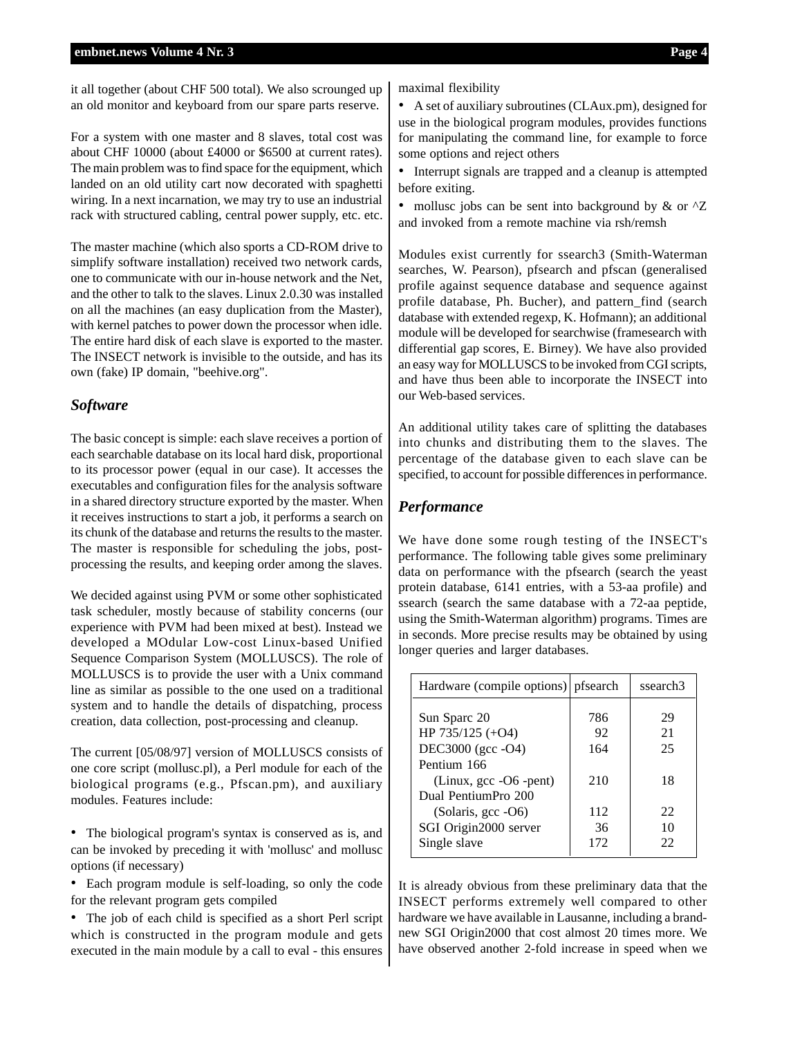it all together (about CHF 500 total). We also scrounged up an old monitor and keyboard from our spare parts reserve.

For a system with one master and 8 slaves, total cost was about CHF 10000 (about £4000 or $6500 at current rates). The main problem was to find space for the equipment, which landed on an old utility cart now decorated with spaghetti wiring. In a next incarnation, we may try to use an industrial rack with structured cabling, central power supply, etc. etc.

The master machine (which also sports a CD-ROM drive to simplify software installation) received two network cards, one to communicate with our in-house network and the Net, and the other to talk to the slaves. Linux 2.0.30 was installed on all the machines (an easy duplication from the Master), with kernel patches to power down the processor when idle. The entire hard disk of each slave is exported to the master. The INSECT network is invisible to the outside, and has its own (fake) IP domain, "beehive.org".

## *Software*

The basic concept is simple: each slave receives a portion of each searchable database on its local hard disk, proportional to its processor power (equal in our case). It accesses the executables and configuration files for the analysis software in a shared directory structure exported by the master. When it receives instructions to start a job, it performs a search on its chunk of the database and returns the results to the master. The master is responsible for scheduling the jobs, post-processing the results, and keeping order among the slaves.

We decided against using PVM or some other sophisticated task scheduler, mostly because of stability concerns (our experience with PVM had been mixed at best). Instead we developed a MOdular Low-cost Linux-based Unified Sequence Comparison System (MOLLUSCS). The role of MOLLUSCS is to provide the user with a Unix command line as similar as possible to the one used on a traditional system and to handle the details of dispatching, process creation, data collection, post-processing and cleanup.

The current [05/08/97] version of MOLLUSCS consists of one core script (mollusc.pl), a Perl module for each of the biological programs (e.g., Pfscan.pm), and auxiliary modules. Features include:

- The biological program's syntax is conserved as is, and can be invoked by preceding it with 'mollusc' and mollusc options (if necessary)
- Each program module is self-loading, so only the code for the relevant program gets compiled
- The job of each child is specified as a short Perl script which is constructed in the program module and gets executed in the main module by a call to eval - this ensures maximal flexibility
- A set of auxiliary subroutines (CLAux.pm), designed for use in the biological program modules, provides functions for manipulating the command line, for example to force some options and reject others
- Interrupt signals are trapped and a cleanup is attempted before exiting.
- mollusc jobs can be sent into background by & or ^Z and invoked from a remote machine via rsh/remsh

Modules exist currently for ssearch3 (Smith-Waterman searches, W. Pearson), pfsearch and pfscan (generalised profile against sequence database and sequence against profile database, Ph. Bucher), and pattern_find (search database with extended regexp, K. Hofmann); an additional module will be developed for searchwise (framesearch with differential gap scores, E. Birney). We have also provided an easy way for MOLLUSCS to be invoked from CGI scripts, and have thus been able to incorporate the INSECT into our Web-based services.

An additional utility takes care of splitting the databases into chunks and distributing them to the slaves. The percentage of the database given to each slave can be specified, to account for possible differences in performance.

## *Performance*

We have done some rough testing of the INSECT's performance. The following table gives some preliminary data on performance with the pfsearch (search the yeast protein database, 6141 entries, with a 53-aa profile) and ssearch (search the same database with a 72-aa peptide, using the Smith-Waterman algorithm) programs. Times are in seconds. More precise results may be obtained by using longer queries and larger databases.

| Hardware (compile options) | pfsearch | ssearch3 |
|---|---|---|
| Sun Sparc 20 | 786 | 29 |
| HP 735/125 (+O4) | 92 | 21 |
| DEC3000 (gcc -O4) | 164 | 25 |
| Pentium 166 (Linux, gcc -O6 -pent) | 210 | 18 |
| Dual PentiumPro 200 (Solaris, gcc -O6) | 112 | 22 |
| SGI Origin2000 server | 36 | 10 |
| Single slave | 172 | 22 |

It is already obvious from these preliminary data that the INSECT performs extremely well compared to other hardware we have available in Lausanne, including a brand-new SGI Origin2000 that cost almost 20 times more. We have observed another 2-fold increase in speed when we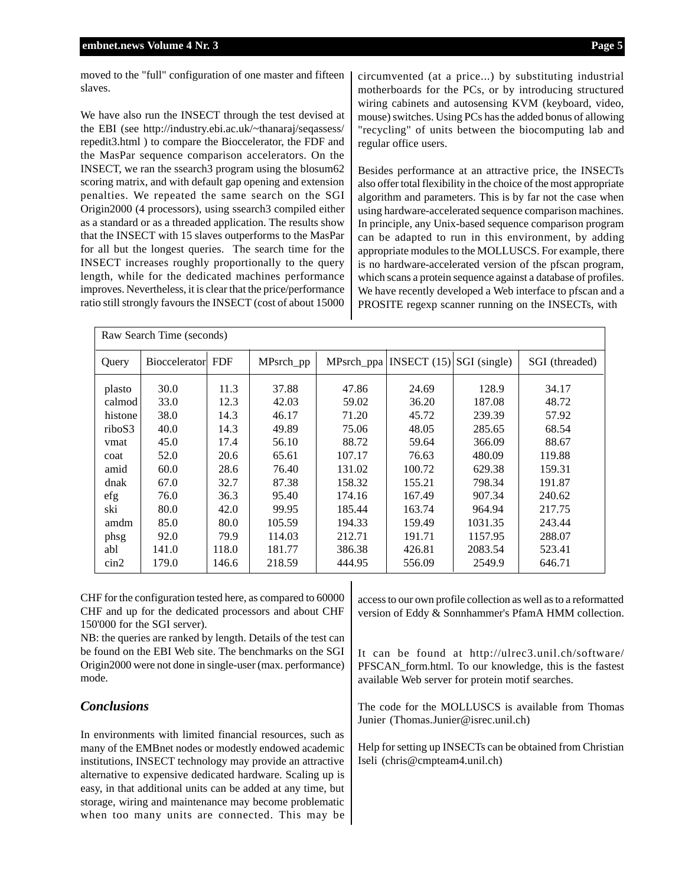moved to the "full" configuration of one master and fifteen slaves.

We have also run the INSECT through the test devised at the EBI (see http://industry.ebi.ac.uk/~thanaraj/seqassess/repedit3.html ) to compare the Bioccelerator, the FDF and the MasPar sequence comparison accelerators. On the INSECT, we ran the ssearch3 program using the blosum62 scoring matrix, and with default gap opening and extension penalties. We repeated the same search on the SGI Origin2000 (4 processors), using ssearch3 compiled either as a standard or as a threaded application. The results show that the INSECT with 15 slaves outperforms to the MasPar for all but the longest queries. The search time for the INSECT increases roughly proportionally to the query length, while for the dedicated machines performance improves. Nevertheless, it is clear that the price/performance ratio still strongly favours the INSECT (cost of about 15000 CHF for the configuration tested here, as compared to 60000 CHF and up for the dedicated processors and about CHF 150'000 for the SGI server).

NB: the queries are ranked by length. Details of the test can be found on the EBI Web site. The benchmarks on the SGI Origin2000 were not done in single-user (max. performance) mode.

| Raw Search Time (seconds) | | | | | | | |
|---|---|---|---|---|---|---|---|
| Query | Bioccelerator | FDF | MPsrch_pp | MPsrch_ppa | INSECT (15) | SGI (single) | SGI (threaded) |
| plasto | 30.0 | 11.3 | 37.88 | 47.86 | 24.69 | 128.9 | 34.17 |
| calmod | 33.0 | 12.3 | 42.03 | 59.02 | 36.20 | 187.08 | 48.72 |
| histone | 38.0 | 14.3 | 46.17 | 71.20 | 45.72 | 239.39 | 57.92 |
| riboS3 | 40.0 | 14.3 | 49.89 | 75.06 | 48.05 | 285.65 | 68.54 |
| vmat | 45.0 | 17.4 | 56.10 | 88.72 | 59.64 | 366.09 | 88.67 |
| coat | 52.0 | 20.6 | 65.61 | 107.17 | 76.63 | 480.09 | 119.88 |
| amid | 60.0 | 28.6 | 76.40 | 131.02 | 100.72 | 629.38 | 159.31 |
| dnak | 67.0 | 32.7 | 87.38 | 158.32 | 155.21 | 798.34 | 191.87 |
| efg | 76.0 | 36.3 | 95.40 | 174.16 | 167.49 | 907.34 | 240.62 |
| ski | 80.0 | 42.0 | 99.95 | 185.44 | 163.74 | 964.94 | 217.75 |
| amdm | 85.0 | 80.0 | 105.59 | 194.33 | 159.49 | 1031.35 | 243.44 |
| phsg | 92.0 | 79.9 | 114.03 | 212.71 | 191.71 | 1157.95 | 288.07 |
| abl | 141.0 | 118.0 | 181.77 | 386.38 | 426.81 | 2083.54 | 523.41 |
| cin2 | 179.0 | 146.6 | 218.59 | 444.95 | 556.09 | 2549.9 | 646.71 |

### *Conclusions*

In environments with limited financial resources, such as many of the EMBnet nodes or modestly endowed academic institutions, INSECT technology may provide an attractive alternative to expensive dedicated hardware. Scaling up is easy, in that additional units can be added at any time, but storage, wiring and maintenance may become problematic when too many units are connected. This may be circumvented (at a price...) by substituting industrial motherboards for the PCs, or by introducing structured wiring cabinets and autosensing KVM (keyboard, video, mouse) switches. Using PCs has the added bonus of allowing "recycling" of units between the biocomputing lab and regular office users.

Besides performance at an attractive price, the INSECTs also offer total flexibility in the choice of the most appropriate algorithm and parameters. This is by far not the case when using hardware-accelerated sequence comparison machines. In principle, any Unix-based sequence comparison program can be adapted to run in this environment, by adding appropriate modules to the MOLLUSCS. For example, there is no hardware-accelerated version of the pfscan program, which scans a protein sequence against a database of profiles. We have recently developed a Web interface to pfscan and a PROSITE regexp scanner running on the INSECTs, with access to our own profile collection as well as to a reformatted version of Eddy & Sonnhammer's PfamA HMM collection.

It can be found at http://ulrec3.unil.ch/software/PFSCAN_form.html. To our knowledge, this is the fastest available Web server for protein motif searches.

The code for the MOLLUSCS is available from Thomas Junier (Thomas.Junier@isrec.unil.ch)

Help for setting up INSECTs can be obtained from Christian Iseli (chris@cmpteam4.unil.ch)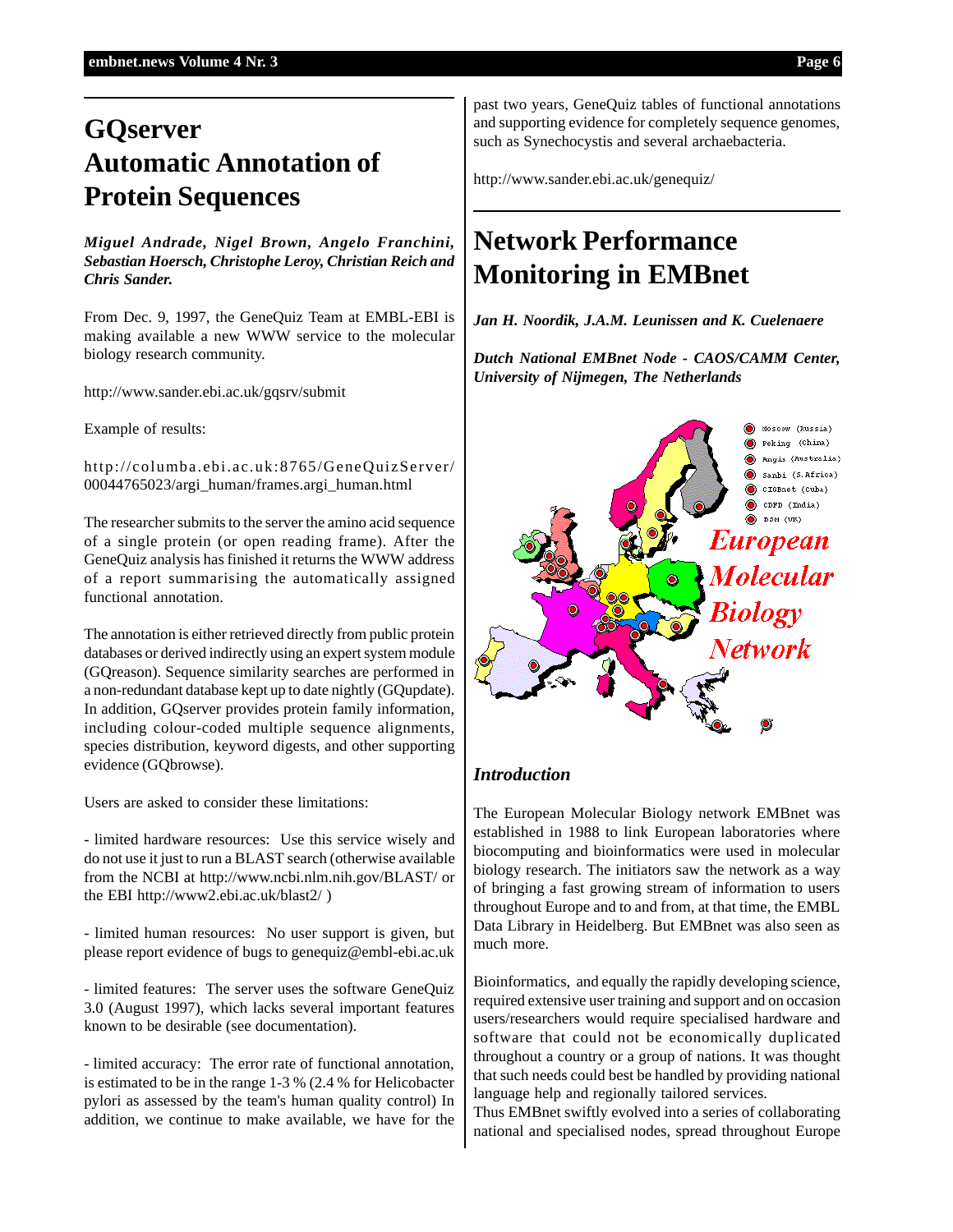# GQserver Automatic Annotation of Protein Sequences

***Miguel Andrade, Nigel Brown, Angelo Franchini, Sebastian Hoersch, Christophe Leroy, Christian Reich and Chris Sander.***

From Dec. 9, 1997, the GeneQuiz Team at EMBL-EBI is making available a new WWW service to the molecular biology research community.

http://www.sander.ebi.ac.uk/gqsrv/submit

Example of results:

http://columba.ebi.ac.uk:8765/GeneQuizServer/00044765023/argi_human/frames.argi_human.html

The researcher submits to the server the amino acid sequence of a single protein (or open reading frame). After the GeneQuiz analysis has finished it returns the WWW address of a report summarising the automatically assigned functional annotation.

The annotation is either retrieved directly from public protein databases or derived indirectly using an expert system module (GQreason). Sequence similarity searches are performed in a non-redundant database kept up to date nightly (GQupdate). In addition, GQserver provides protein family information, including colour-coded multiple sequence alignments, species distribution, keyword digests, and other supporting evidence (GQbrowse).

Users are asked to consider these limitations:

- limited hardware resources: Use this service wisely and do not use it just to run a BLAST search (otherwise available from the NCBI at http://www.ncbi.nlm.nih.gov/BLAST/ or the EBI http://www2.ebi.ac.uk/blast2/ )

- limited human resources: No user support is given, but please report evidence of bugs to genequiz@embl-ebi.ac.uk

- limited features: The server uses the software GeneQuiz 3.0 (August 1997), which lacks several important features known to be desirable (see documentation).

- limited accuracy: The error rate of functional annotation, is estimated to be in the range 1-3 % (2.4 % for Helicobacter pylori as assessed by the team's human quality control) In addition, we continue to make available, we have for the past two years, GeneQuiz tables of functional annotations and supporting evidence for completely sequence genomes, such as Synechocystis and several archaebacteria.

http://www.sander.ebi.ac.uk/genequiz/

# Network Performance Monitoring in EMBnet

***Jan H. Noordik, J.A.M. Leunissen and K. Cuelenaere***

***Dutch National EMBnet Node - CAOS/CAMM Center, University of Nijmegen, The Netherlands***

Moscow (Russia)
Peking (China)
Angis (Australia)
Sanbi (S.Africa)
CIGBnet (Cuba)
CDFD (India)
DSM (UK)

European Molecular Biology Network

### *Introduction*

The European Molecular Biology network EMBnet was established in 1988 to link European laboratories where biocomputing and bioinformatics were used in molecular biology research. The initiators saw the network as a way of bringing a fast growing stream of information to users throughout Europe and to and from, at that time, the EMBL Data Library in Heidelberg. But EMBnet was also seen as much more.

Bioinformatics, and equally the rapidly developing science, required extensive user training and support and on occasion users/researchers would require specialised hardware and software that could not be economically duplicated throughout a country or a group of nations. It was thought that such needs could best be handled by providing national language help and regionally tailored services.
Thus EMBnet swiftly evolved into a series of collaborating national and specialised nodes, spread throughout Europe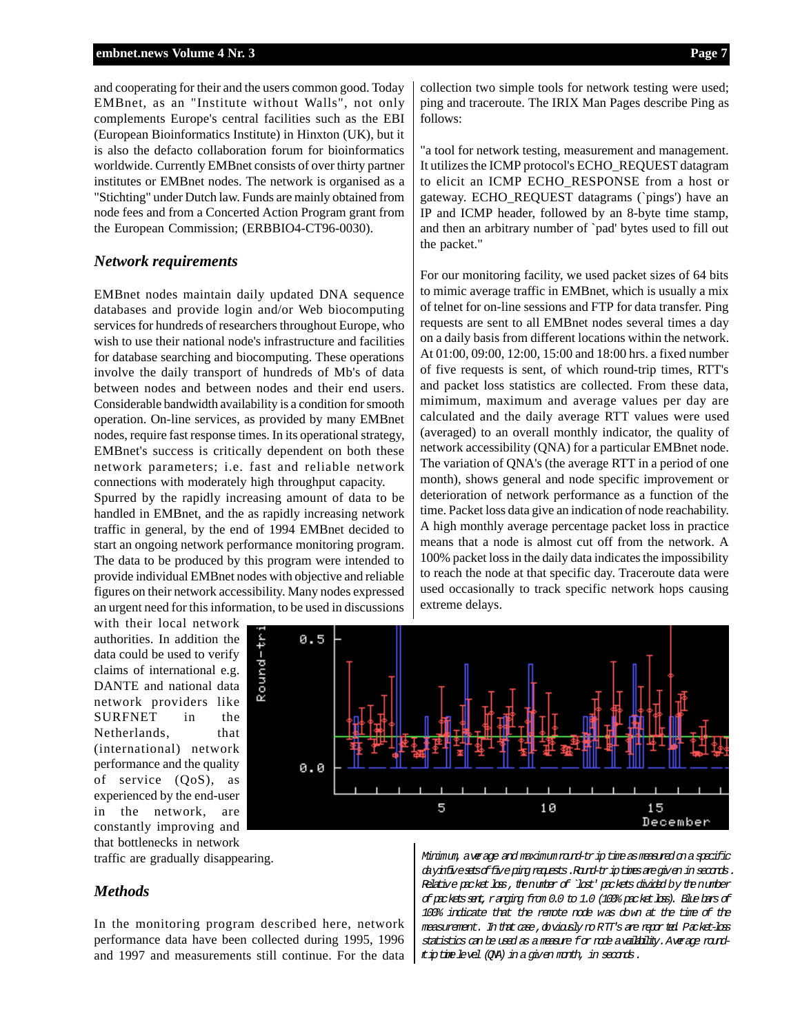and cooperating for their and the users common good. Today EMBnet, as an "Institute without Walls", not only complements Europe's central facilities such as the EBI (European Bioinformatics Institute) in Hinxton (UK), but it is also the defacto collaboration forum for bioinformatics worldwide. Currently EMBnet consists of over thirty partner institutes or EMBnet nodes. The network is organised as a "Stichting" under Dutch law. Funds are mainly obtained from node fees and from a Concerted Action Program grant from the European Commission; (ERBBIO4-CT96-0030).

## *Network requirements*

EMBnet nodes maintain daily updated DNA sequence databases and provide login and/or Web biocomputing services for hundreds of researchers throughout Europe, who wish to use their national node's infrastructure and facilities for database searching and biocomputing. These operations involve the daily transport of hundreds of Mb's of data between nodes and between nodes and their end users. Considerable bandwidth availability is a condition for smooth operation. On-line services, as provided by many EMBnet nodes, require fast response times. In its operational strategy, EMBnet's success is critically dependent on both these network parameters; i.e. fast and reliable network connections with moderately high throughput capacity.
Spurred by the rapidly increasing amount of data to be handled in EMBnet, and the as rapidly increasing network traffic in general, by the end of 1994 EMBnet decided to start an ongoing network performance monitoring program. The data to be produced by this program were intended to provide individual EMBnet nodes with objective and reliable figures on their network accessibility. Many nodes expressed an urgent need for this information, to be used in discussions with their local network authorities. In addition the data could be used to verify claims of international e.g. DANTE and national data network providers like SURFNET in the Netherlands, that (international) network performance and the quality of service (QoS), as experienced by the end-user in the network, are constantly improving and that bottlenecks in network traffic are gradually disappearing.

## *Methods*

In the monitoring program described here, network performance data have been collected during 1995, 1996 and 1997 and measurements still continue. For the data collection two simple tools for network testing were used; ping and traceroute. The IRIX Man Pages describe Ping as follows:

"a tool for network testing, measurement and management. It utilizes the ICMP protocol's ECHO_REQUEST datagram to elicit an ICMP ECHO_RESPONSE from a host or gateway. ECHO_REQUEST datagrams (`pings') have an IP and ICMP header, followed by an 8-byte time stamp, and then an arbitrary number of `pad' bytes used to fill out the packet."

For our monitoring facility, we used packet sizes of 64 bits to mimic average traffic in EMBnet, which is usually a mix of telnet for on-line sessions and FTP for data transfer. Ping requests are sent to all EMBnet nodes several times a day on a daily basis from different locations within the network. At 01:00, 09:00, 12:00, 15:00 and 18:00 hrs. a fixed number of five requests is sent, of which round-trip times, RTT's and packet loss statistics are collected. From these data, mimimum, maximum and average values per day are calculated and the daily average RTT values were used (averaged) to an overall monthly indicator, the quality of network accessibility (QNA) for a particular EMBnet node. The variation of QNA's (the average RTT in a period of one month), shows general and node specific improvement or deterioration of network performance as a function of the time. Packet loss data give an indication of node reachability. A high monthly average percentage packet loss in practice means that a node is almost cut off from the network. A 100% packet loss in the daily data indicates the impossibility to reach the node at that specific day. Traceroute data were used occasionally to track specific network hops causing extreme delays.

Minimum, average and maximum round-trip time as measured on a specific day in five sets of five ping requests. Round-trip times are given in seconds. Relative packet loss, the number of `lost' packets divided by the number of packets sent, ranging from 0.0 to 1.0 (100% packet loss). Blue bars of 100% indicate that the remote node was down at the time of the measurement. In that case, obviously no RTT's are reported. Packet-loss statistics can be used as a measure for node availability. Average round-trip time level (QNA) in a given month, in seconds.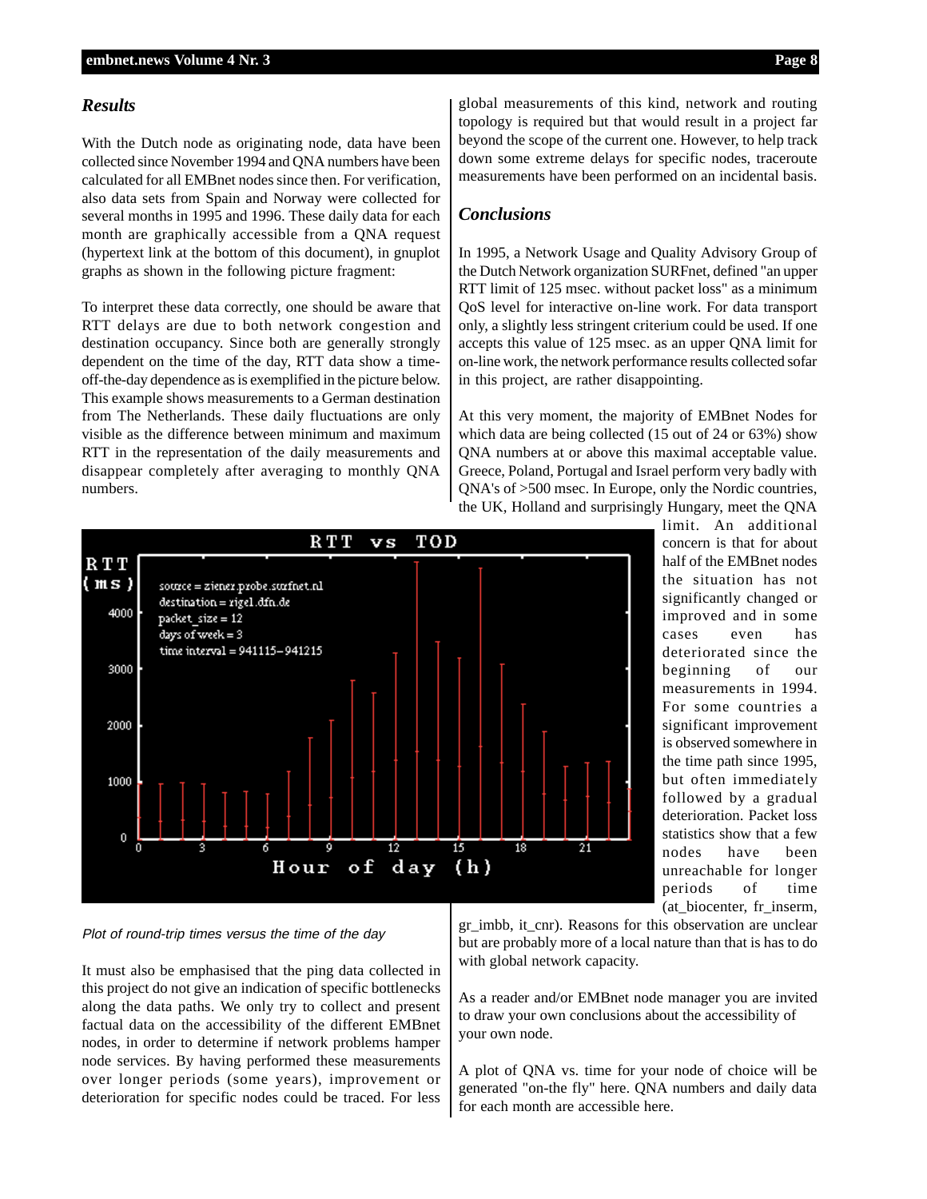## *Results*

With the Dutch node as originating node, data have been collected since November 1994 and QNA numbers have been calculated for all EMBnet nodes since then. For verification, also data sets from Spain and Norway were collected for several months in 1995 and 1996. These daily data for each month are graphically accessible from a QNA request (hypertext link at the bottom of this document), in gnuplot graphs as shown in the following picture fragment:

To interpret these data correctly, one should be aware that RTT delays are due to both network congestion and destination occupancy. Since both are generally strongly dependent on the time of the day, RTT data show a time-off-the-day dependence as is exemplified in the picture below. This example shows measurements to a German destination from The Netherlands. These daily fluctuations are only visible as the difference between minimum and maximum RTT in the representation of the daily measurements and disappear completely after averaging to monthly QNA numbers.

*Plot of round-trip times versus the time of the day*

It must also be emphasised that the ping data collected in this project do not give an indication of specific bottlenecks along the data paths. We only try to collect and present factual data on the accessibility of the different EMBnet nodes, in order to determine if network problems hamper node services. By having performed these measurements over longer periods (some years), improvement or deterioration for specific nodes could be traced. For less global measurements of this kind, network and routing topology is required but that would result in a project far beyond the scope of the current one. However, to help track down some extreme delays for specific nodes, traceroute measurements have been performed on an incidental basis.

## *Conclusions*

In 1995, a Network Usage and Quality Advisory Group of the Dutch Network organization SURFnet, defined "an upper RTT limit of 125 msec. without packet loss" as a minimum QoS level for interactive on-line work. For data transport only, a slightly less stringent criterium could be used. If one accepts this value of 125 msec. as an upper QNA limit for on-line work, the network performance results collected sofar in this project, are rather disappointing.

At this very moment, the majority of EMBnet Nodes for which data are being collected (15 out of 24 or 63%) show QNA numbers at or above this maximal acceptable value. Greece, Poland, Portugal and Israel perform very badly with QNA's of >500 msec. In Europe, only the Nordic countries, the UK, Holland and surprisingly Hungary, meet the QNA limit. An additional concern is that for about half of the EMBnet nodes the situation has not significantly changed or improved and in some cases even has deteriorated since the beginning of our measurements in 1994. For some countries a significant improvement is observed somewhere in the time path since 1995, but often immediately followed by a gradual deterioration. Packet loss statistics show that a few nodes have been unreachable for longer periods of time (at_biocenter, fr_inserm, gr_imbb, it_cnr). Reasons for this observation are unclear but are probably more of a local nature than that is has to do with global network capacity.

As a reader and/or EMBnet node manager you are invited to draw your own conclusions about the accessibility of your own node.

A plot of QNA vs. time for your node of choice will be generated "on-the fly" here. QNA numbers and daily data for each month are accessible here.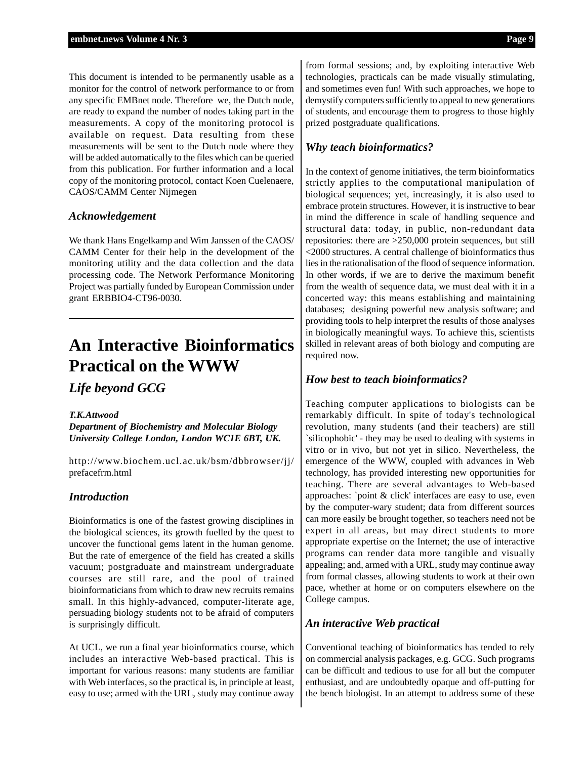This document is intended to be permanently usable as a monitor for the control of network performance to or from any specific EMBnet node. Therefore we, the Dutch node, are ready to expand the number of nodes taking part in the measurements. A copy of the monitoring protocol is available on request. Data resulting from these measurements will be sent to the Dutch node where they will be added automatically to the files which can be queried from this publication. For further information and a local copy of the monitoring protocol, contact Koen Cuelenaere, CAOS/CAMM Center Nijmegen

### *Acknowledgement*

We thank Hans Engelkamp and Wim Janssen of the CAOS/CAMM Center for their help in the development of the monitoring utility and the data collection and the data processing code. The Network Performance Monitoring Project was partially funded by European Commission under grant ERBBIO4-CT96-0030.

---

# An Interactive Bioinformatics Practical on the WWW

## *Life beyond GCG*

***T.K.Attwood***
***Department of Biochemistry and Molecular Biology***
***University College London, London WC1E 6BT, UK.***

http://www.biochem.ucl.ac.uk/bsm/dbbrowser/jj/prefacefrm.html

### *Introduction*

Bioinformatics is one of the fastest growing disciplines in the biological sciences, its growth fuelled by the quest to uncover the functional gems latent in the human genome. But the rate of emergence of the field has created a skills vacuum; postgraduate and mainstream undergraduate courses are still rare, and the pool of trained bioinformaticians from which to draw new recruits remains small. In this highly-advanced, computer-literate age, persuading biology students not to be afraid of computers is surprisingly difficult.

At UCL, we run a final year bioinformatics course, which includes an interactive Web-based practical. This is important for various reasons: many students are familiar with Web interfaces, so the practical is, in principle at least, easy to use; armed with the URL, study may continue away from formal sessions; and, by exploiting interactive Web technologies, practicals can be made visually stimulating, and sometimes even fun! With such approaches, we hope to demystify computers sufficiently to appeal to new generations of students, and encourage them to progress to those highly prized postgraduate qualifications.

### *Why teach bioinformatics?*

In the context of genome initiatives, the term bioinformatics strictly applies to the computational manipulation of biological sequences; yet, increasingly, it is also used to embrace protein structures. However, it is instructive to bear in mind the difference in scale of handling sequence and structural data: today, in public, non-redundant data repositories: there are >250,000 protein sequences, but still <2000 structures. A central challenge of bioinformatics thus lies in the rationalisation of the flood of sequence information. In other words, if we are to derive the maximum benefit from the wealth of sequence data, we must deal with it in a concerted way: this means establishing and maintaining databases; designing powerful new analysis software; and providing tools to help interpret the results of those analyses in biologically meaningful ways. To achieve this, scientists skilled in relevant areas of both biology and computing are required now.

### *How best to teach bioinformatics?*

Teaching computer applications to biologists can be remarkably difficult. In spite of today's technological revolution, many students (and their teachers) are still `silicophobic' - they may be used to dealing with systems in vitro or in vivo, but not yet in silico. Nevertheless, the emergence of the WWW, coupled with advances in Web technology, has provided interesting new opportunities for teaching. There are several advantages to Web-based approaches: `point & click' interfaces are easy to use, even by the computer-wary student; data from different sources can more easily be brought together, so teachers need not be expert in all areas, but may direct students to more appropriate expertise on the Internet; the use of interactive programs can render data more tangible and visually appealing; and, armed with a URL, study may continue away from formal classes, allowing students to work at their own pace, whether at home or on computers elsewhere on the College campus.

### *An interactive Web practical*

Conventional teaching of bioinformatics has tended to rely on commercial analysis packages, e.g. GCG. Such programs can be difficult and tedious to use for all but the computer enthusiast, and are undoubtedly opaque and off-putting for the bench biologist. In an attempt to address some of these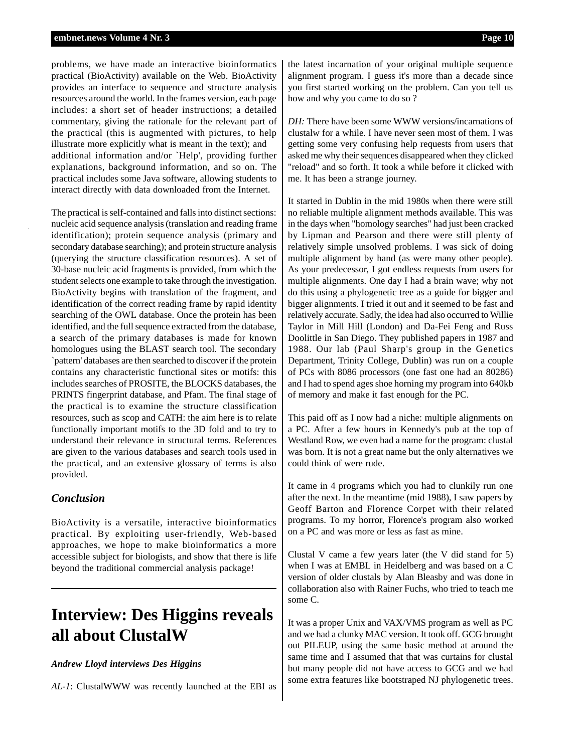problems, we have made an interactive bioinformatics practical (BioActivity) available on the Web. BioActivity provides an interface to sequence and structure analysis resources around the world. In the frames version, each page includes: a short set of header instructions; a detailed commentary, giving the rationale for the relevant part of the practical (this is augmented with pictures, to help illustrate more explicitly what is meant in the text); and additional information and/or `Help', providing further explanations, background information, and so on. The practical includes some Java software, allowing students to interact directly with data downloaded from the Internet.

The practical is self-contained and falls into distinct sections: nucleic acid sequence analysis (translation and reading frame identification); protein sequence analysis (primary and secondary database searching); and protein structure analysis (querying the structure classification resources). A set of 30-base nucleic acid fragments is provided, from which the student selects one example to take through the investigation. BioActivity begins with translation of the fragment, and identification of the correct reading frame by rapid identity searching of the OWL database. Once the protein has been identified, and the full sequence extracted from the database, a search of the primary databases is made for known homologues using the BLAST search tool. The secondary `pattern' databases are then searched to discover if the protein contains any characteristic functional sites or motifs: this includes searches of PROSITE, the BLOCKS databases, the PRINTS fingerprint database, and Pfam. The final stage of the practical is to examine the structure classification resources, such as scop and CATH: the aim here is to relate functionally important motifs to the 3D fold and to try to understand their relevance in structural terms. References are given to the various databases and search tools used in the practical, and an extensive glossary of terms is also provided.

### Conclusion

BioActivity is a versatile, interactive bioinformatics practical. By exploiting user-friendly, Web-based approaches, we hope to make bioinformatics a more accessible subject for biologists, and show that there is life beyond the traditional commercial analysis package!

# Interview: Des Higgins reveals all about ClustalW

***Andrew Lloyd interviews Des Higgins***

*AL-1*: ClustalWWW was recently launched at the EBI as the latest incarnation of your original multiple sequence alignment program. I guess it's more than a decade since you first started working on the problem. Can you tell us how and why you came to do so ?

*DH:* There have been some WWW versions/incarnations of clustalw for a while. I have never seen most of them. I was getting some very confusing help requests from users that asked me why their sequences disappeared when they clicked "reload" and so forth. It took a while before it clicked with me. It has been a strange journey.

It started in Dublin in the mid 1980s when there were still no reliable multiple alignment methods available. This was in the days when "homology searches" had just been cracked by Lipman and Pearson and there were still plenty of relatively simple unsolved problems. I was sick of doing multiple alignment by hand (as were many other people). As your predecessor, I got endless requests from users for multiple alignments. One day I had a brain wave; why not do this using a phylogenetic tree as a guide for bigger and bigger alignments. I tried it out and it seemed to be fast and relatively accurate. Sadly, the idea had also occurred to Willie Taylor in Mill Hill (London) and Da-Fei Feng and Russ Doolittle in San Diego. They published papers in 1987 and 1988. Our lab (Paul Sharp's group in the Genetics Department, Trinity College, Dublin) was run on a couple of PCs with 8086 processors (one fast one had an 80286) and I had to spend ages shoe horning my program into 640kb of memory and make it fast enough for the PC.

This paid off as I now had a niche: multiple alignments on a PC. After a few hours in Kennedy's pub at the top of Westland Row, we even had a name for the program: clustal was born. It is not a great name but the only alternatives we could think of were rude.

It came in 4 programs which you had to clunkily run one after the next. In the meantime (mid 1988), I saw papers by Geoff Barton and Florence Corpet with their related programs. To my horror, Florence's program also worked on a PC and was more or less as fast as mine.

Clustal V came a few years later (the V did stand for 5) when I was at EMBL in Heidelberg and was based on a C version of older clustals by Alan Bleasby and was done in collaboration also with Rainer Fuchs, who tried to teach me some C.

It was a proper Unix and VAX/VMS program as well as PC and we had a clunky MAC version. It took off. GCG brought out PILEUP, using the same basic method at around the same time and I assumed that that was curtains for clustal but many people did not have access to GCG and we had some extra features like bootstraped NJ phylogenetic trees.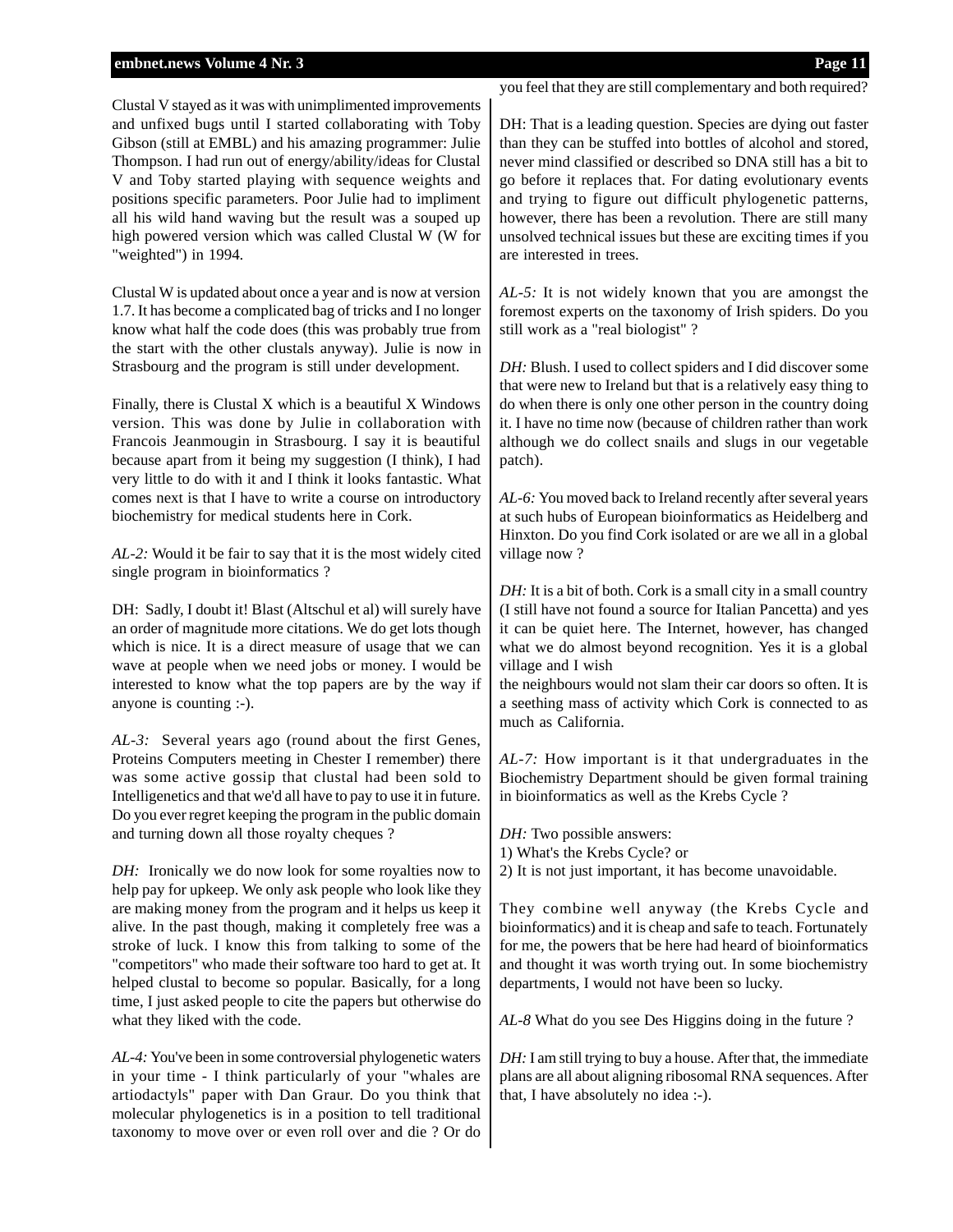Clustal V stayed as it was with unimplimented improvements and unfixed bugs until I started collaborating with Toby Gibson (still at EMBL) and his amazing programmer: Julie Thompson. I had run out of energy/ability/ideas for Clustal V and Toby started playing with sequence weights and positions specific parameters. Poor Julie had to impliment all his wild hand waving but the result was a souped up high powered version which was called Clustal W (W for "weighted") in 1994.

Clustal W is updated about once a year and is now at version 1.7. It has become a complicated bag of tricks and I no longer know what half the code does (this was probably true from the start with the other clustals anyway). Julie is now in Strasbourg and the program is still under development.

Finally, there is Clustal X which is a beautiful X Windows version. This was done by Julie in collaboration with Francois Jeanmougin in Strasbourg. I say it is beautiful because apart from it being my suggestion (I think), I had very little to do with it and I think it looks fantastic. What comes next is that I have to write a course on introductory biochemistry for medical students here in Cork.

*AL-2:* Would it be fair to say that it is the most widely cited single program in bioinformatics ?

DH: Sadly, I doubt it! Blast (Altschul et al) will surely have an order of magnitude more citations. We do get lots though which is nice. It is a direct measure of usage that we can wave at people when we need jobs or money. I would be interested to know what the top papers are by the way if anyone is counting :-).

*AL-3:* Several years ago (round about the first Genes, Proteins Computers meeting in Chester I remember) there was some active gossip that clustal had been sold to Intelligenetics and that we'd all have to pay to use it in future. Do you ever regret keeping the program in the public domain and turning down all those royalty cheques ?

*DH:* Ironically we do now look for some royalties now to help pay for upkeep. We only ask people who look like they are making money from the program and it helps us keep it alive. In the past though, making it completely free was a stroke of luck. I know this from talking to some of the "competitors" who made their software too hard to get at. It helped clustal to become so popular. Basically, for a long time, I just asked people to cite the papers but otherwise do what they liked with the code.

*AL-4:* You've been in some controversial phylogenetic waters in your time - I think particularly of your "whales are artiodactyls" paper with Dan Graur. Do you think that molecular phylogenetics is in a position to tell traditional taxonomy to move over or even roll over and die ? Or do you feel that they are still complementary and both required?

DH: That is a leading question. Species are dying out faster than they can be stuffed into bottles of alcohol and stored, never mind classified or described so DNA still has a bit to go before it replaces that. For dating evolutionary events and trying to figure out difficult phylogenetic patterns, however, there has been a revolution. There are still many unsolved technical issues but these are exciting times if you are interested in trees.

*AL-5:* It is not widely known that you are amongst the foremost experts on the taxonomy of Irish spiders. Do you still work as a "real biologist" ?

*DH:* Blush. I used to collect spiders and I did discover some that were new to Ireland but that is a relatively easy thing to do when there is only one other person in the country doing it. I have no time now (because of children rather than work although we do collect snails and slugs in our vegetable patch).

*AL-6:* You moved back to Ireland recently after several years at such hubs of European bioinformatics as Heidelberg and Hinxton. Do you find Cork isolated or are we all in a global village now ?

*DH:* It is a bit of both. Cork is a small city in a small country (I still have not found a source for Italian Pancetta) and yes it can be quiet here. The Internet, however, has changed what we do almost beyond recognition. Yes it is a global village and I wish the neighbours would not slam their car doors so often. It is a seething mass of activity which Cork is connected to as much as California.

*AL-7:* How important is it that undergraduates in the Biochemistry Department should be given formal training in bioinformatics as well as the Krebs Cycle ?

*DH:* Two possible answers:
1) What's the Krebs Cycle? or
2) It is not just important, it has become unavoidable.

They combine well anyway (the Krebs Cycle and bioinformatics) and it is cheap and safe to teach. Fortunately for me, the powers that be here had heard of bioinformatics and thought it was worth trying out. In some biochemistry departments, I would not have been so lucky.

*AL-8* What do you see Des Higgins doing in the future ?

*DH:* I am still trying to buy a house. After that, the immediate plans are all about aligning ribosomal RNA sequences. After that, I have absolutely no idea :-).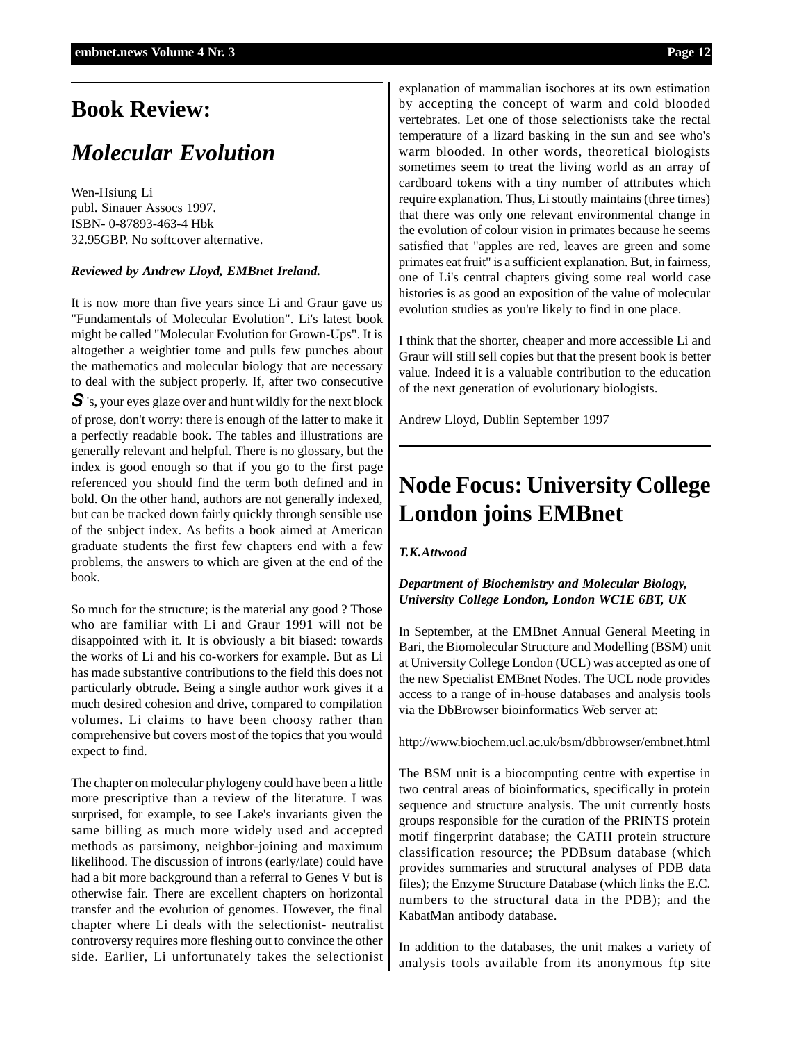# Book Review:

## *Molecular Evolution*

Wen-Hsiung Li
publ. Sinauer Assocs 1997.
ISBN- 0-87893-463-4 Hbk
32.95GBP. No softcover alternative.

***Reviewed by Andrew Lloyd, EMBnet Ireland.***

It is now more than five years since Li and Graur gave us "Fundamentals of Molecular Evolution". Li's latest book might be called "Molecular Evolution for Grown-Ups". It is altogether a weightier tome and pulls few punches about the mathematics and molecular biology that are necessary to deal with the subject properly. If, after two consecutive $\Sigma$'s, your eyes glaze over and hunt wildly for the next block of prose, don't worry: there is enough of the latter to make it a perfectly readable book. The tables and illustrations are generally relevant and helpful. There is no glossary, but the index is good enough so that if you go to the first page referenced you should find the term both defined and in bold. On the other hand, authors are not generally indexed, but can be tracked down fairly quickly through sensible use of the subject index. As befits a book aimed at American graduate students the first few chapters end with a few problems, the answers to which are given at the end of the book.

So much for the structure; is the material any good ? Those who are familiar with Li and Graur 1991 will not be disappointed with it. It is obviously a bit biased: towards the works of Li and his co-workers for example. But as Li has made substantive contributions to the field this does not particularly obtrude. Being a single author work gives it a much desired cohesion and drive, compared to compilation volumes. Li claims to have been choosy rather than comprehensive but covers most of the topics that you would expect to find.

The chapter on molecular phylogeny could have been a little more prescriptive than a review of the literature. I was surprised, for example, to see Lake's invariants given the same billing as much more widely used and accepted methods as parsimony, neighbor-joining and maximum likelihood. The discussion of introns (early/late) could have had a bit more background than a referral to Genes V but is otherwise fair. There are excellent chapters on horizontal transfer and the evolution of genomes. However, the final chapter where Li deals with the selectionist- neutralist controversy requires more fleshing out to convince the other side. Earlier, Li unfortunately takes the selectionist explanation of mammalian isochores at its own estimation by accepting the concept of warm and cold blooded vertebrates. Let one of those selectionists take the rectal temperature of a lizard basking in the sun and see who's warm blooded. In other words, theoretical biologists sometimes seem to treat the living world as an array of cardboard tokens with a tiny number of attributes which require explanation. Thus, Li stoutly maintains (three times) that there was only one relevant environmental change in the evolution of colour vision in primates because he seems satisfied that "apples are red, leaves are green and some primates eat fruit" is a sufficient explanation. But, in fairness, one of Li's central chapters giving some real world case histories is as good an exposition of the value of molecular evolution studies as you're likely to find in one place.

I think that the shorter, cheaper and more accessible Li and Graur will still sell copies but that the present book is better value. Indeed it is a valuable contribution to the education of the next generation of evolutionary biologists.

Andrew Lloyd, Dublin September 1997

# Node Focus: University College London joins EMBnet

***T.K.Attwood***

***Department of Biochemistry and Molecular Biology, University College London, London WC1E 6BT, UK***

In September, at the EMBnet Annual General Meeting in Bari, the Biomolecular Structure and Modelling (BSM) unit at University College London (UCL) was accepted as one of the new Specialist EMBnet Nodes. The UCL node provides access to a range of in-house databases and analysis tools via the DbBrowser bioinformatics Web server at:

http://www.biochem.ucl.ac.uk/bsm/dbbrowser/embnet.html

The BSM unit is a biocomputing centre with expertise in two central areas of bioinformatics, specifically in protein sequence and structure analysis. The unit currently hosts groups responsible for the curation of the PRINTS protein motif fingerprint database; the CATH protein structure classification resource; the PDBsum database (which provides summaries and structural analyses of PDB data files); the Enzyme Structure Database (which links the E.C. numbers to the structural data in the PDB); and the KabatMan antibody database.

In addition to the databases, the unit makes a variety of analysis tools available from its anonymous ftp site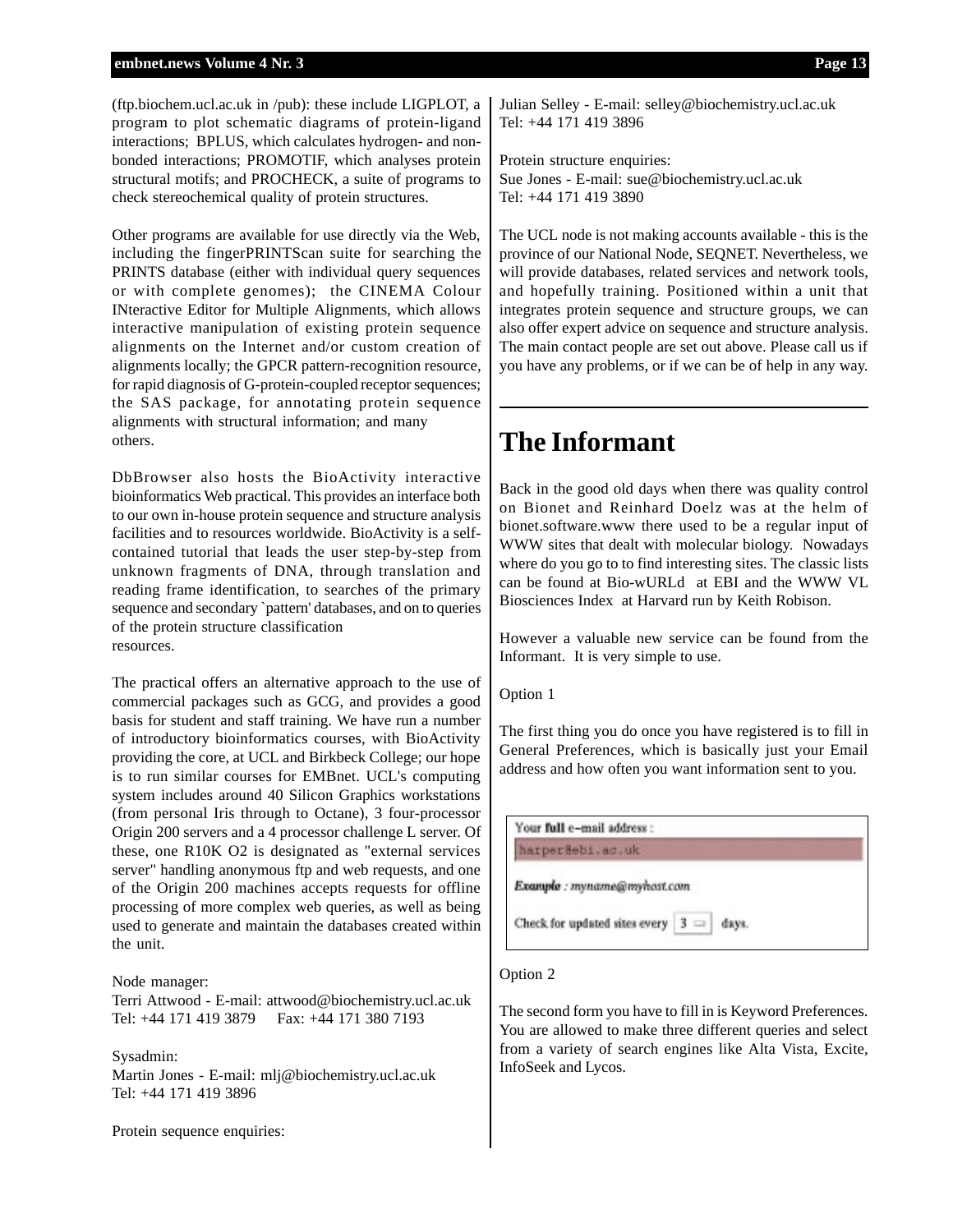(ftp.biochem.ucl.ac.uk in /pub): these include LIGPLOT, a program to plot schematic diagrams of protein-ligand interactions; BPLUS, which calculates hydrogen- and non-bonded interactions; PROMOTIF, which analyses protein structural motifs; and PROCHECK, a suite of programs to check stereochemical quality of protein structures.

Other programs are available for use directly via the Web, including the fingerPRINTScan suite for searching the PRINTS database (either with individual query sequences or with complete genomes); the CINEMA Colour INteractive Editor for Multiple Alignments, which allows interactive manipulation of existing protein sequence alignments on the Internet and/or custom creation of alignments locally; the GPCR pattern-recognition resource, for rapid diagnosis of G-protein-coupled receptor sequences; the SAS package, for annotating protein sequence alignments with structural information; and many others.

DbBrowser also hosts the BioActivity interactive bioinformatics Web practical. This provides an interface both to our own in-house protein sequence and structure analysis facilities and to resources worldwide. BioActivity is a self-contained tutorial that leads the user step-by-step from unknown fragments of DNA, through translation and reading frame identification, to searches of the primary sequence and secondary `pattern' databases, and on to queries of the protein structure classification resources.

The practical offers an alternative approach to the use of commercial packages such as GCG, and provides a good basis for student and staff training. We have run a number of introductory bioinformatics courses, with BioActivity providing the core, at UCL and Birkbeck College; our hope is to run similar courses for EMBnet. UCL's computing system includes around 40 Silicon Graphics workstations (from personal Iris through to Octane), 3 four-processor Origin 200 servers and a 4 processor challenge L server. Of these, one R10K O2 is designated as "external services server" handling anonymous ftp and web requests, and one of the Origin 200 machines accepts requests for offline processing of more complex web queries, as well as being used to generate and maintain the databases created within the unit.

Node manager:
Terri Attwood - E-mail: attwood@biochemistry.ucl.ac.uk
Tel: +44 171 419 3879 Fax: +44 171 380 7193

Sysadmin:
Martin Jones - E-mail: mlj@biochemistry.ucl.ac.uk
Tel: +44 171 419 3896

Protein sequence enquiries:
Julian Selley - E-mail: selley@biochemistry.ucl.ac.uk
Tel: +44 171 419 3896

Protein structure enquiries:
Sue Jones - E-mail: sue@biochemistry.ucl.ac.uk
Tel: +44 171 419 3890

The UCL node is not making accounts available - this is the province of our National Node, SEQNET. Nevertheless, we will provide databases, related services and network tools, and hopefully training. Positioned within a unit that integrates protein sequence and structure groups, we can also offer expert advice on sequence and structure analysis. The main contact people are set out above. Please call us if you have any problems, or if we can be of help in any way.

# The Informant

Back in the good old days when there was quality control on Bionet and Reinhard Doelz was at the helm of bionet.software.www there used to be a regular input of WWW sites that dealt with molecular biology. Nowadays where do you go to to find interesting sites. The classic lists can be found at Bio-wURLd at EBI and the WWW VL Biosciences Index at Harvard run by Keith Robison.

However a valuable new service can be found from the Informant. It is very simple to use.

Option 1

The first thing you do once you have registered is to fill in General Preferences, which is basically just your Email address and how often you want information sent to you.

Your **full** e-mail address :
harper@ebi.ac.uk

***Example*** : *myname@myhost.com*

Check for updated sites every 3 days.

Option 2

The second form you have to fill in is Keyword Preferences. You are allowed to make three different queries and select from a variety of search engines like Alta Vista, Excite, InfoSeek and Lycos.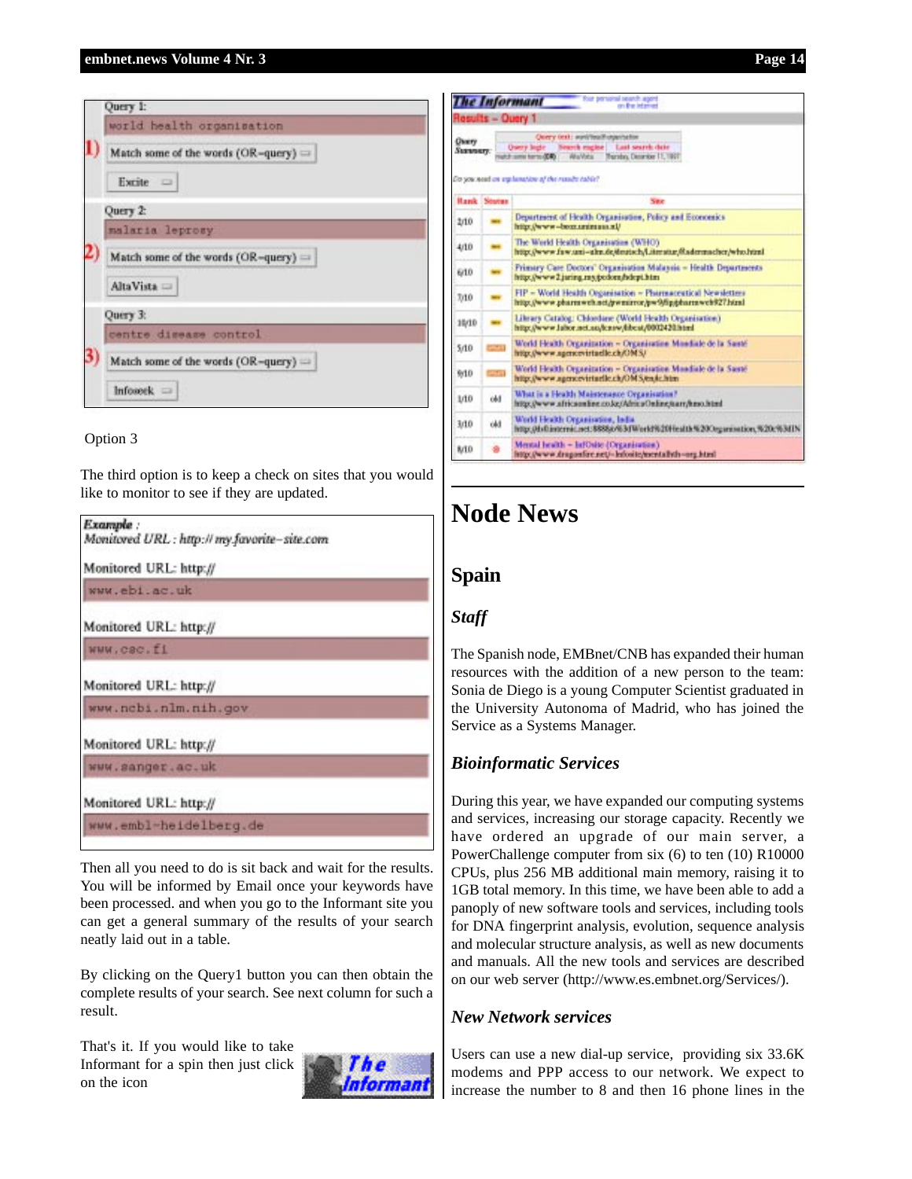Query 1:

world health organisation

1) Match some of the words (OR–query)

Excite

Query 2:

malaria leprosy

2) Match some of the words (OR–query)

AltaVista

Query 3:

centre disease control

3) Match some of the words (OR–query)

Infoseek

Option 3

The third option is to keep a check on sites that you would like to monitor to see if they are updated.

*Example :*
*Monitored URL : http:// my.favorite–site.com*

Monitored URL: http://
www.ebi.ac.uk

Monitored URL: http://
www.csc.fi

Monitored URL: http://
www.ncbi.nlm.nih.gov

Monitored URL: http://
www.sanger.ac.uk

Monitored URL: http://
www.embl-heidelberg.de

Then all you need to do is sit back and wait for the results. You will be informed by Email once your keywords have been processed. and when you go to the Informant site you can get a general summary of the results of your search neatly laid out in a table.

By clicking on the Query1 button you can then obtain the complete results of your search. See next column for such a result.

That's it. If you would like to take Informant for a spin then just click on the icon

**The Informant**

# Node News

## Spain

### *Staff*

The Spanish node, EMBnet/CNB has expanded their human resources with the addition of a new person to the team: Sonia de Diego is a young Computer Scientist graduated in the University Autonoma of Madrid, who has joined the Service as a Systems Manager.

### *Bioinformatic Services*

During this year, we have expanded our computing systems and services, increasing our storage capacity. Recently we have ordered an upgrade of our main server, a PowerChallenge computer from six (6) to ten (10) R10000 CPUs, plus 256 MB additional main memory, raising it to 1GB total memory. In this time, we have been able to add a panoply of new software tools and services, including tools for DNA fingerprint analysis, evolution, sequence analysis and molecular structure analysis, as well as new documents and manuals. All the new tools and services are described on our web server (http://www.es.embnet.org/Services/).

### *New Network services*

Users can use a new dial-up service, providing six 33.6K modems and PPP access to our network. We expect to increase the number to 8 and then 16 phone lines in the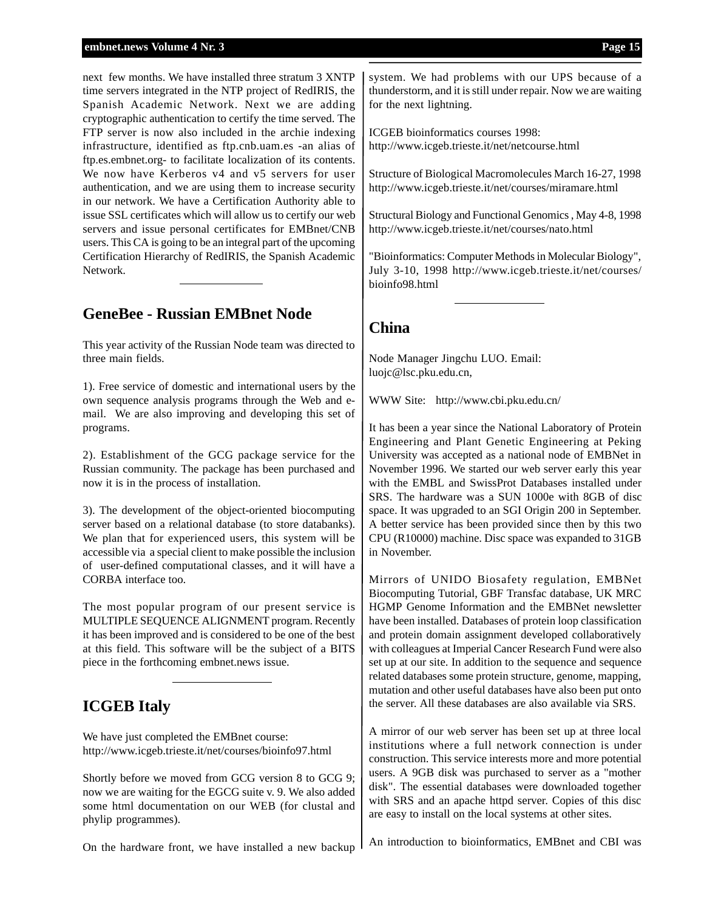next few months. We have installed three stratum 3 XNTP time servers integrated in the NTP project of RedIRIS, the Spanish Academic Network. Next we are adding cryptographic authentication to certify the time served. The FTP server is now also included in the archie indexing infrastructure, identified as ftp.cnb.uam.es -an alias of ftp.es.embnet.org- to facilitate localization of its contents. We now have Kerberos v4 and v5 servers for user authentication, and we are using them to increase security in our network. We have a Certification Authority able to issue SSL certificates which will allow us to certify our web servers and issue personal certificates for EMBnet/CNB users. This CA is going to be an integral part of the upcoming Certification Hierarchy of RedIRIS, the Spanish Academic Network.

## GeneBee - Russian EMBnet Node

This year activity of the Russian Node team was directed to three main fields.

1). Free service of domestic and international users by the own sequence analysis programs through the Web and e-mail. We are also improving and developing this set of programs.

2). Establishment of the GCG package service for the Russian community. The package has been purchased and now it is in the process of installation.

3). The development of the object-oriented biocomputing server based on a relational database (to store databanks). We plan that for experienced users, this system will be accessible via a special client to make possible the inclusion of user-defined computational classes, and it will have a CORBA interface too.

The most popular program of our present service is MULTIPLE SEQUENCE ALIGNMENT program. Recently it has been improved and is considered to be one of the best at this field. This software will be the subject of a BITS piece in the forthcoming embnet.news issue.

## ICGEB Italy

We have just completed the EMBnet course:
http://www.icgeb.trieste.it/net/courses/bioinfo97.html

Shortly before we moved from GCG version 8 to GCG 9; now we are waiting for the EGCG suite v. 9. We also added some html documentation on our WEB (for clustal and phylip programmes).

On the hardware front, we have installed a new backup system. We had problems with our UPS because of a thunderstorm, and it is still under repair. Now we are waiting for the next lightning.

ICGEB bioinformatics courses 1998:
http://www.icgeb.trieste.it/net/netcourse.html

Structure of Biological Macromolecules March 16-27, 1998
http://www.icgeb.trieste.it/net/courses/miramare.html

Structural Biology and Functional Genomics , May 4-8, 1998
http://www.icgeb.trieste.it/net/courses/nato.html

"Bioinformatics: Computer Methods in Molecular Biology", July 3-10, 1998 http://www.icgeb.trieste.it/net/courses/bioinfo98.html

## China

Node Manager Jingchu LUO. Email:
luojc@lsc.pku.edu.cn,

WWW Site: http://www.cbi.pku.edu.cn/

It has been a year since the National Laboratory of Protein Engineering and Plant Genetic Engineering at Peking University was accepted as a national node of EMBNet in November 1996. We started our web server early this year with the EMBL and SwissProt Databases installed under SRS. The hardware was a SUN 1000e with 8GB of disc space. It was upgraded to an SGI Origin 200 in September. A better service has been provided since then by this two CPU (R10000) machine. Disc space was expanded to 31GB in November.

Mirrors of UNIDO Biosafety regulation, EMBNet Biocomputing Tutorial, GBF Transfac database, UK MRC HGMP Genome Information and the EMBNet newsletter have been installed. Databases of protein loop classification and protein domain assignment developed collaboratively with colleagues at Imperial Cancer Research Fund were also set up at our site. In addition to the sequence and sequence related databases some protein structure, genome, mapping, mutation and other useful databases have also been put onto the server. All these databases are also available via SRS.

A mirror of our web server has been set up at three local institutions where a full network connection is under construction. This service interests more and more potential users. A 9GB disk was purchased to server as a "mother disk". The essential databases were downloaded together with SRS and an apache httpd server. Copies of this disc are easy to install on the local systems at other sites.

An introduction to bioinformatics, EMBnet and CBI was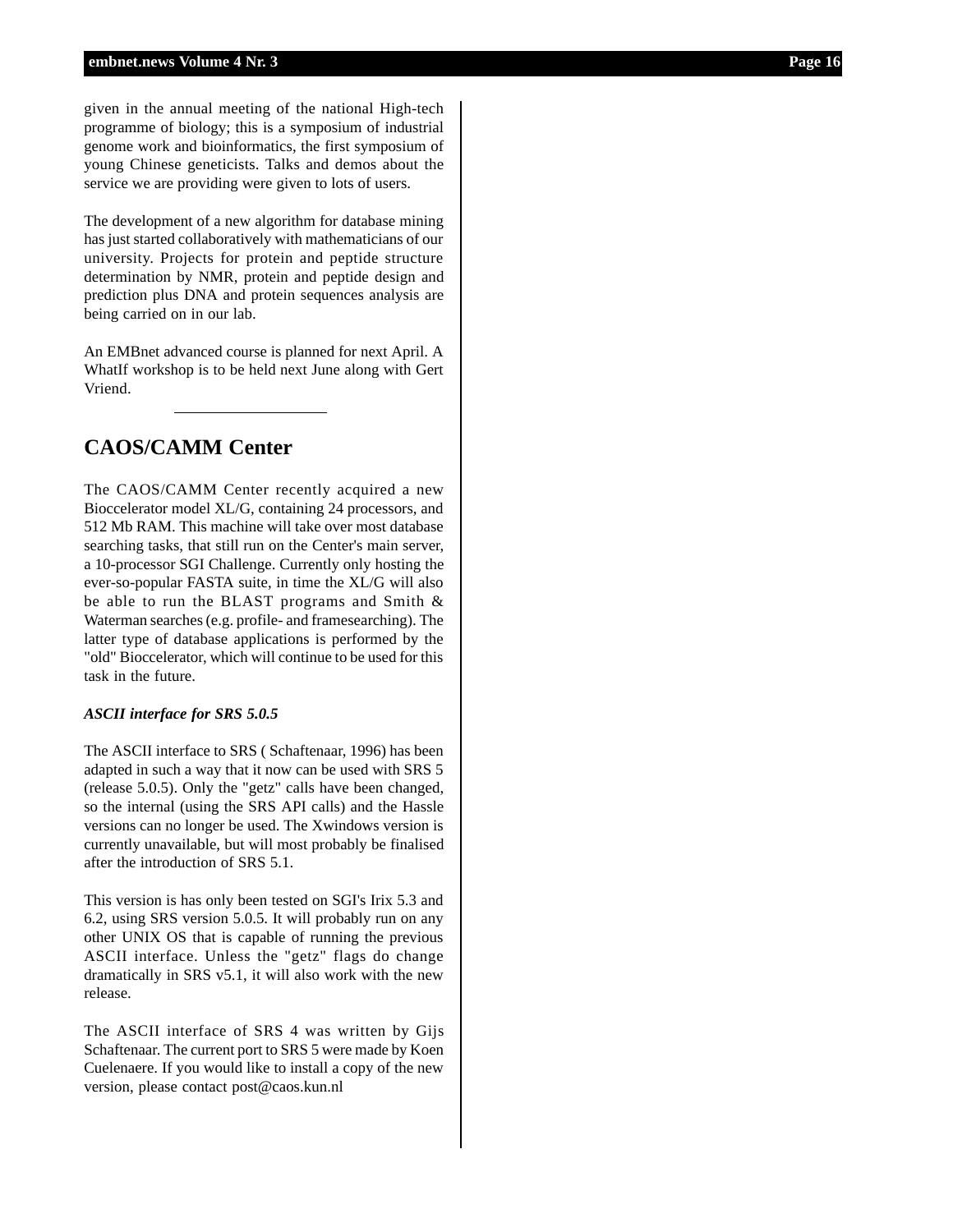given in the annual meeting of the national High-tech programme of biology; this is a symposium of industrial genome work and bioinformatics, the first symposium of young Chinese geneticists. Talks and demos about the service we are providing were given to lots of users.

The development of a new algorithm for database mining has just started collaboratively with mathematicians of our university. Projects for protein and peptide structure determination by NMR, protein and peptide design and prediction plus DNA and protein sequences analysis are being carried on in our lab.

An EMBnet advanced course is planned for next April. A WhatIf workshop is to be held next June along with Gert Vriend.

---

## CAOS/CAMM Center

The CAOS/CAMM Center recently acquired a new Bioccelerator model XL/G, containing 24 processors, and 512 Mb RAM. This machine will take over most database searching tasks, that still run on the Center's main server, a 10-processor SGI Challenge. Currently only hosting the ever-so-popular FASTA suite, in time the XL/G will also be able to run the BLAST programs and Smith & Waterman searches (e.g. profile- and framesearching). The latter type of database applications is performed by the "old" Bioccelerator, which will continue to be used for this task in the future.

***ASCII interface for SRS 5.0.5***

The ASCII interface to SRS ( Schaftenaar, 1996) has been adapted in such a way that it now can be used with SRS 5 (release 5.0.5). Only the "getz" calls have been changed, so the internal (using the SRS API calls) and the Hassle versions can no longer be used. The Xwindows version is currently unavailable, but will most probably be finalised after the introduction of SRS 5.1.

This version is has only been tested on SGI's Irix 5.3 and 6.2, using SRS version 5.0.5. It will probably run on any other UNIX OS that is capable of running the previous ASCII interface. Unless the "getz" flags do change dramatically in SRS v5.1, it will also work with the new release.

The ASCII interface of SRS 4 was written by Gijs Schaftenaar. The current port to SRS 5 were made by Koen Cuelenaere. If you would like to install a copy of the new version, please contact post@caos.kun.nl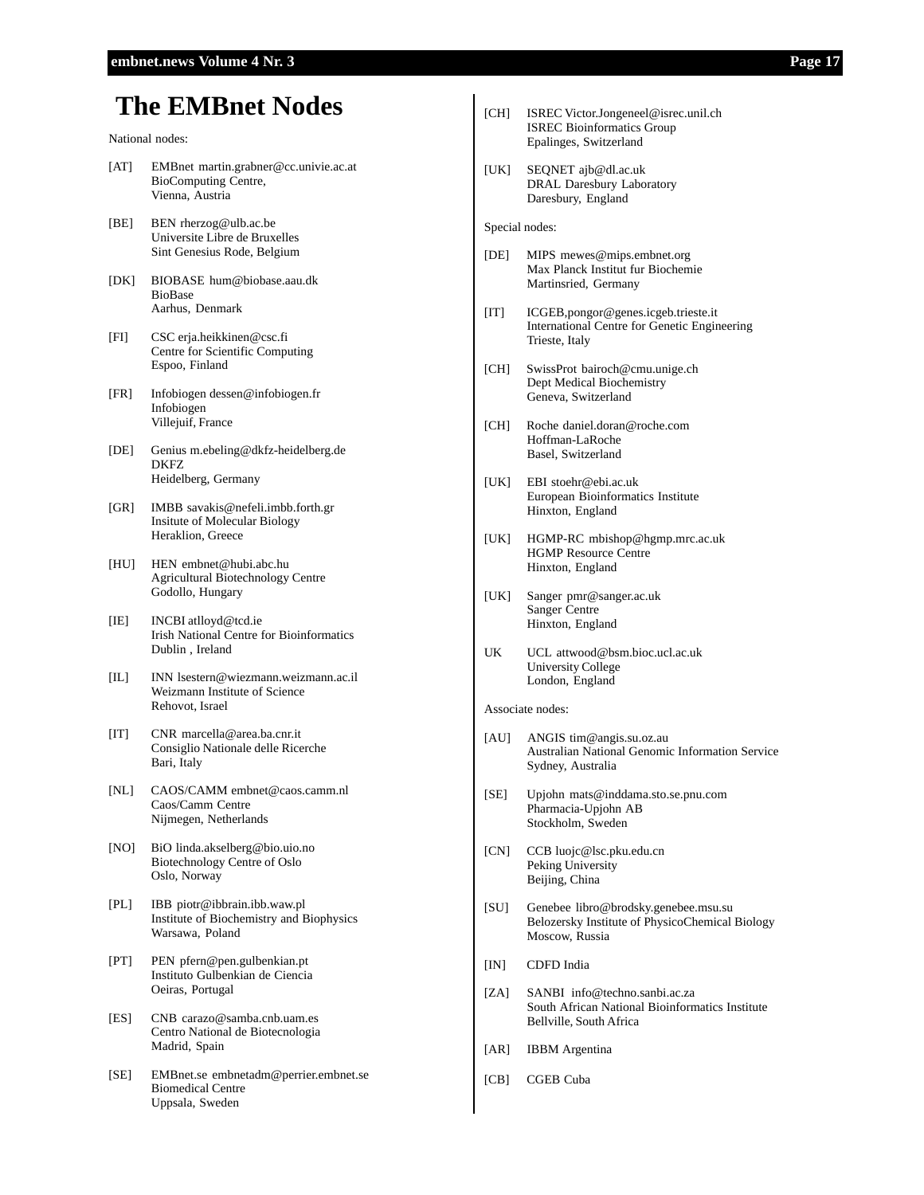# The EMBnet Nodes

National nodes:

[AT] EMBnet martin.grabner@cc.univie.ac.at
BioComputing Centre,
Vienna, Austria

[BE] BEN rherzog@ulb.ac.be
Universite Libre de Bruxelles
Sint Genesius Rode, Belgium

[DK] BIOBASE hum@biobase.aau.dk
BioBase
Aarhus, Denmark

[FI] CSC erja.heikkinen@csc.fi
Centre for Scientific Computing
Espoo, Finland

[FR] Infobiogen dessen@infobiogen.fr
Infobiogen
Villejuif, France

[DE] Genius m.ebeling@dkfz-heidelberg.de
DKFZ
Heidelberg, Germany

[GR] IMBB savakis@nefeli.imbb.forth.gr
Insitute of Molecular Biology
Heraklion, Greece

[HU] HEN embnet@hubi.abc.hu
Agricultural Biotechnology Centre
Godollo, Hungary

[IE] INCBI atlloyd@tcd.ie
Irish National Centre for Bioinformatics
Dublin , Ireland

[IL] INN lsestern@wiezmann.weizmann.ac.il
Weizmann Institute of Science
Rehovot, Israel

[IT] CNR marcella@area.ba.cnr.it
Consiglio Nationale delle Ricerche
Bari, Italy

[NL] CAOS/CAMM embnet@caos.camm.nl
Caos/Camm Centre
Nijmegen, Netherlands

[NO] BiO linda.akselberg@bio.uio.no
Biotechnology Centre of Oslo
Oslo, Norway

[PL] IBB piotr@ibbrain.ibb.waw.pl
Institute of Biochemistry and Biophysics
Warsawa, Poland

[PT] PEN pfern@pen.gulbenkian.pt
Instituto Gulbenkian de Ciencia
Oeiras, Portugal

[ES] CNB carazo@samba.cnb.uam.es
Centro National de Biotecnologia
Madrid, Spain

[SE] EMBnet.se embnetadm@perrier.embnet.se
Biomedical Centre
Uppsala, Sweden

[CH] ISREC Victor.Jongeneel@isrec.unil.ch
ISREC Bioinformatics Group
Epalinges, Switzerland

[UK] SEQNET ajb@dl.ac.uk
DRAL Daresbury Laboratory
Daresbury, England

Special nodes:

[DE] MIPS mewes@mips.embnet.org
Max Planck Institut fur Biochemie
Martinsried, Germany

[IT] ICGEB,pongor@genes.icgeb.trieste.it
International Centre for Genetic Engineering
Trieste, Italy

[CH] SwissProt bairoch@cmu.unige.ch
Dept Medical Biochemistry
Geneva, Switzerland

[CH] Roche daniel.doran@roche.com
Hoffman-LaRoche
Basel, Switzerland

[UK] EBI stoehr@ebi.ac.uk
European Bioinformatics Institute
Hinxton, England

[UK] HGMP-RC mbishop@hgmp.mrc.ac.uk
HGMP Resource Centre
Hinxton, England

[UK] Sanger pmr@sanger.ac.uk
Sanger Centre
Hinxton, England

UK UCL attwood@bsm.bioc.ucl.ac.uk
University College
London, England

Associate nodes:

[AU] ANGIS tim@angis.su.oz.au
Australian National Genomic Information Service
Sydney, Australia

[SE] Upjohn mats@inddama.sto.se.pnu.com
Pharmacia-Upjohn AB
Stockholm, Sweden

[CN] CCB luojc@lsc.pku.edu.cn
Peking University
Beijing, China

[SU] Genebee libro@brodsky.genebee.msu.su
Belozersky Institute of PhysicoChemical Biology
Moscow, Russia

[IN] CDFD India

[ZA] SANBI info@techno.sanbi.ac.za
South African National Bioinformatics Institute
Bellville, South Africa

[AR] IBBM Argentina

[CB] CGEB Cuba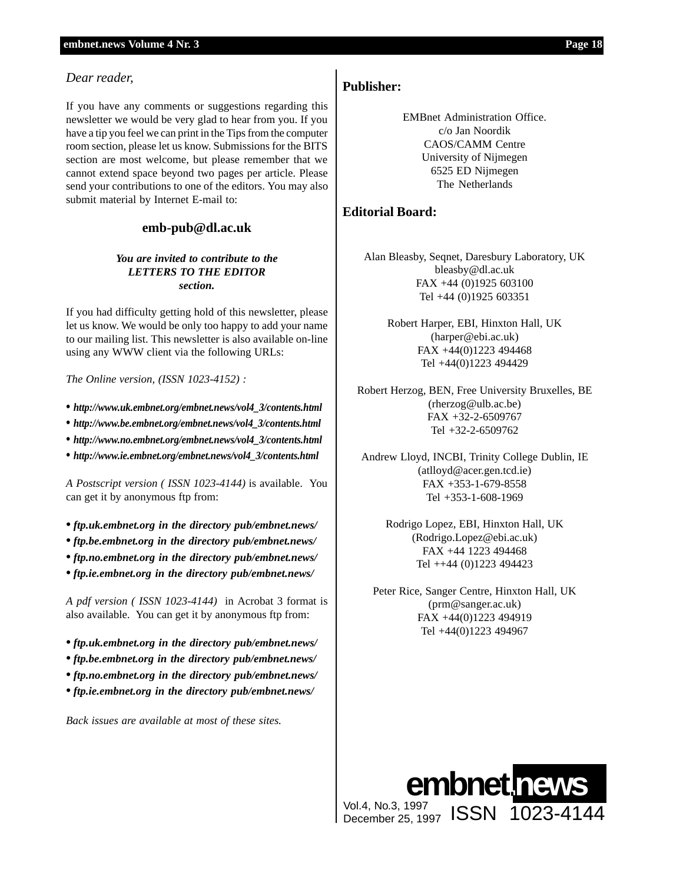*Dear reader,*

If you have any comments or suggestions regarding this newsletter we would be very glad to hear from you. If you have a tip you feel we can print in the Tips from the computer room section, please let us know. Submissions for the BITS section are most welcome, but please remember that we cannot extend space beyond two pages per article. Please send your contributions to one of the editors. You may also submit material by Internet E-mail to:

**emb-pub@dl.ac.uk**

***You are invited to contribute to the LETTERS TO THE EDITOR section.***

If you had difficulty getting hold of this newsletter, please let us know. We would be only too happy to add your name to our mailing list. This newsletter is also available on-line using any WWW client via the following URLs:

*The Online version, (ISSN 1023-4152) :*

- ***http://www.uk.embnet.org/embnet.news/vol4_3/contents.html***
- ***http://www.be.embnet.org/embnet.news/vol4_3/contents.html***
- ***http://www.no.embnet.org/embnet.news/vol4_3/contents.html***
- ***http://www.ie.embnet.org/embnet.news/vol4_3/contents.html***

*A Postscript version ( ISSN 1023-4144)* is available. You can get it by anonymous ftp from:

- ***ftp.uk.embnet.org in the directory pub/embnet.news/***
- ***ftp.be.embnet.org in the directory pub/embnet.news/***
- ***ftp.no.embnet.org in the directory pub/embnet.news/***
- ***ftp.ie.embnet.org in the directory pub/embnet.news/***

*A pdf version ( ISSN 1023-4144)* in Acrobat 3 format is also available. You can get it by anonymous ftp from:

- ***ftp.uk.embnet.org in the directory pub/embnet.news/***
- ***ftp.be.embnet.org in the directory pub/embnet.news/***
- ***ftp.no.embnet.org in the directory pub/embnet.news/***
- ***ftp.ie.embnet.org in the directory pub/embnet.news/***

*Back issues are available at most of these sites.*

## Publisher:

EMBnet Administration Office.
c/o Jan Noordik
CAOS/CAMM Centre
University of Nijmegen
6525 ED Nijmegen
The Netherlands

## Editorial Board:

Alan Bleasby, Seqnet, Daresbury Laboratory, UK
bleasby@dl.ac.uk
FAX +44 (0)1925 603100
Tel +44 (0)1925 603351

Robert Harper, EBI, Hinxton Hall, UK
(harper@ebi.ac.uk)
FAX +44(0)1223 494468
Tel +44(0)1223 494429

Robert Herzog, BEN, Free University Bruxelles, BE
(rherzog@ulb.ac.be)
FAX +32-2-6509767
Tel +32-2-6509762

Andrew Lloyd, INCBI, Trinity College Dublin, IE
(atlloyd@acer.gen.tcd.ie)
FAX +353-1-679-8558
Tel +353-1-608-1969

Rodrigo Lopez, EBI, Hinxton Hall, UK
(Rodrigo.Lopez@ebi.ac.uk)
FAX +44 1223 494468
Tel ++44 (0)1223 494423

Peter Rice, Sanger Centre, Hinxton Hall, UK
(prm@sanger.ac.uk)
FAX +44(0)1223 494919
Tel +44(0)1223 494967

**embnet.news**

Vol.4, No.3, 1997
December 25, 1997 ISSN 1023-4144